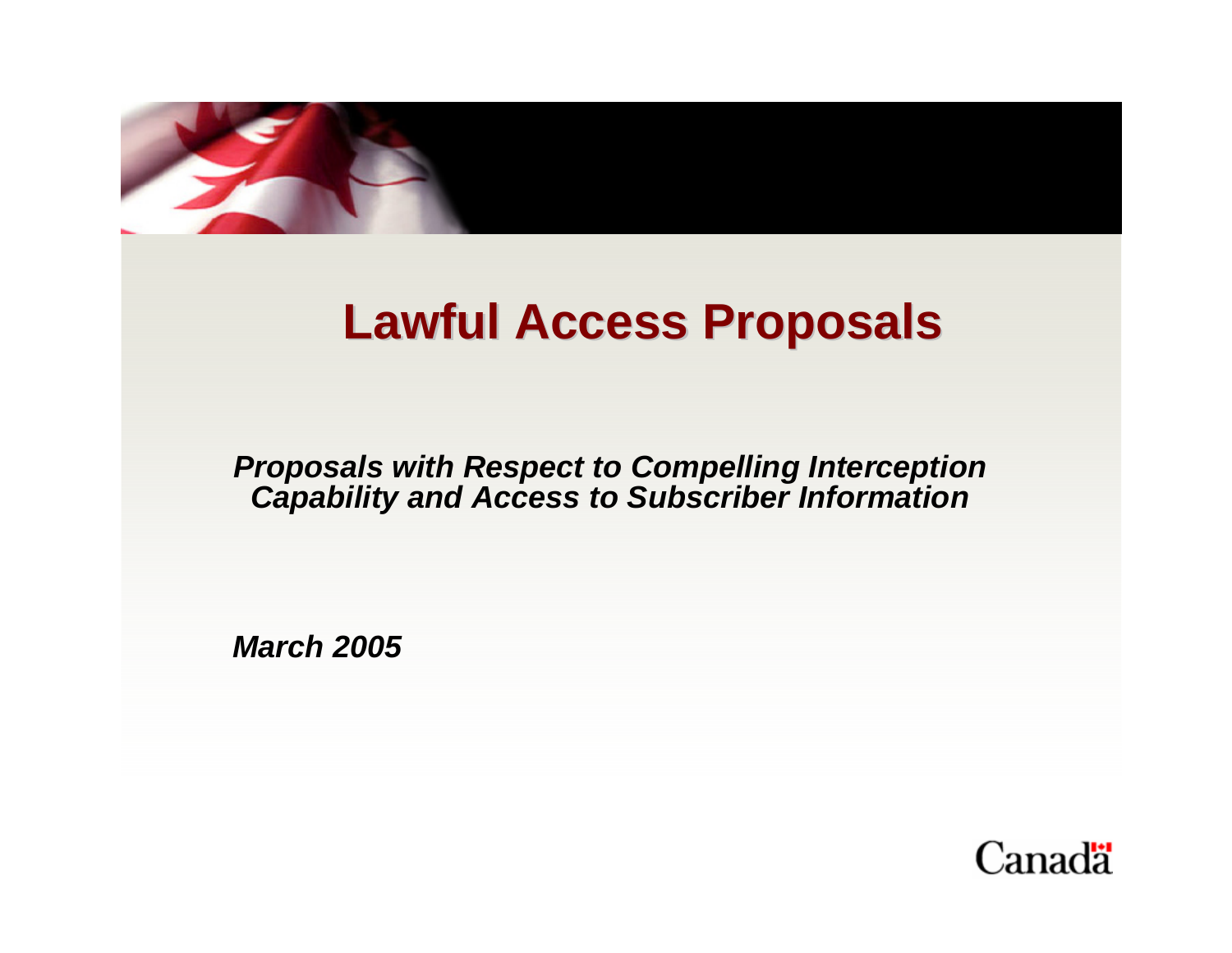# Lawful Access Proposals

***Proposals with Respect to Compelling Interception Capability and Access to Subscriber Information***

***March 2005***

Canada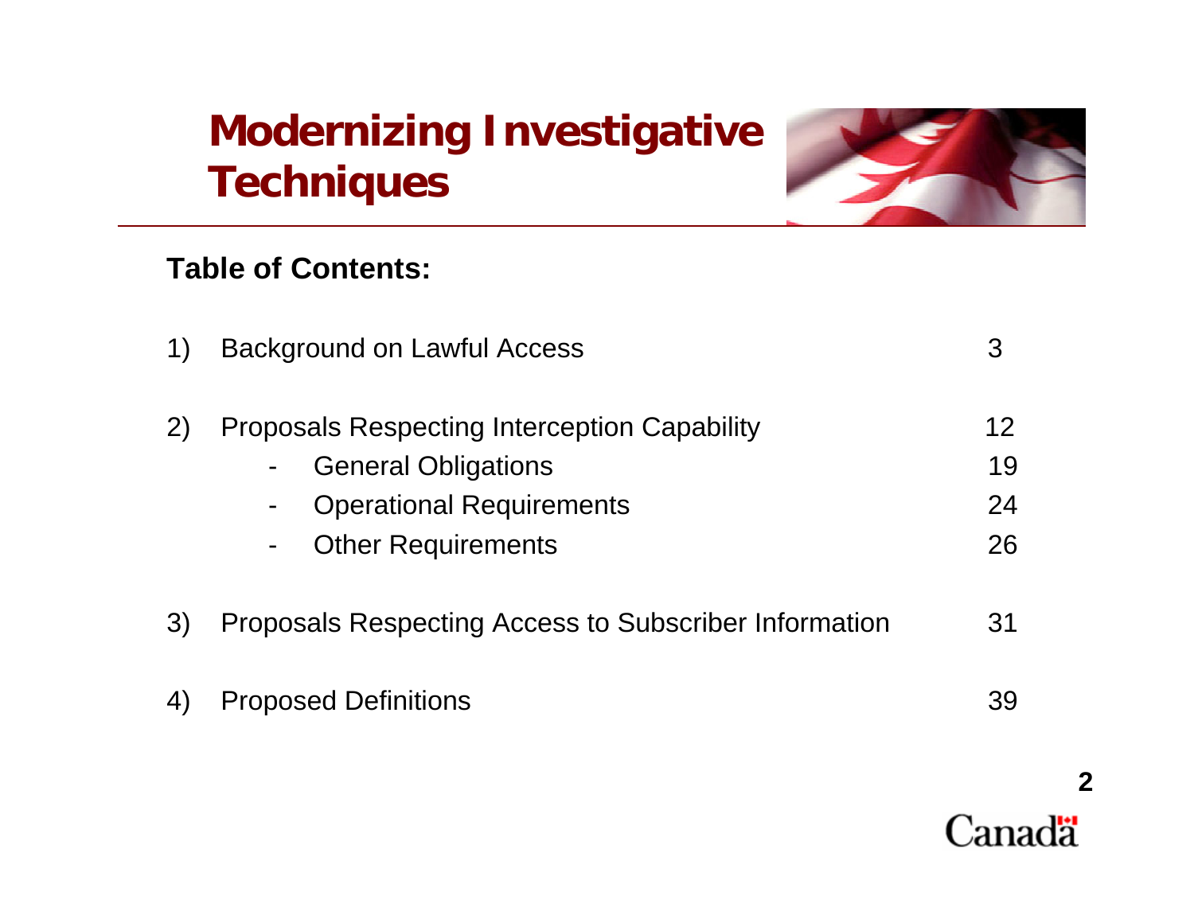# Modernizing Investigative Techniques

## Table of Contents:

1) Background on Lawful Access 3

2) Proposals Respecting Interception Capability 12
   - General Obligations 19
   - Operational Requirements 24
   - Other Requirements 26

3) Proposals Respecting Access to Subscriber Information 31

4) Proposed Definitions 39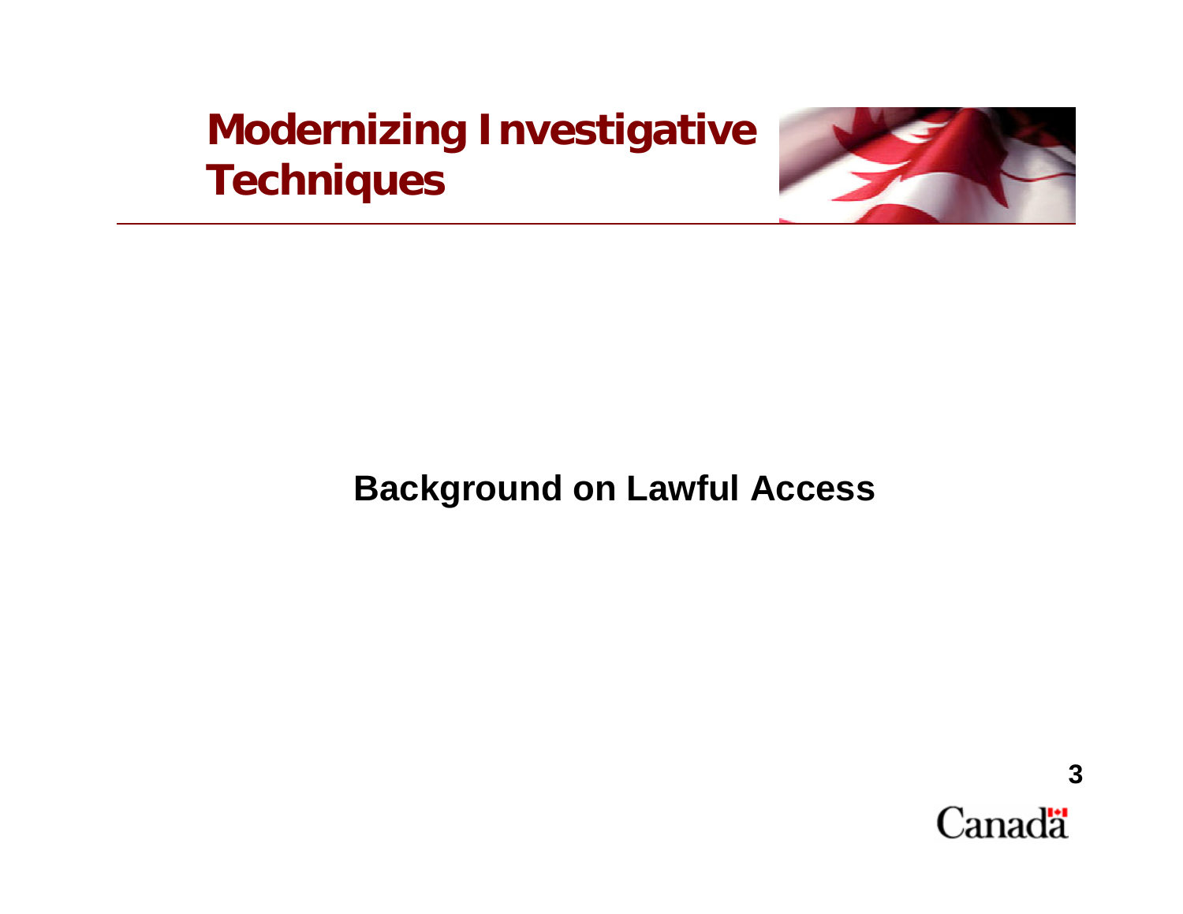# Modernizing Investigative Techniques

## Background on Lawful Access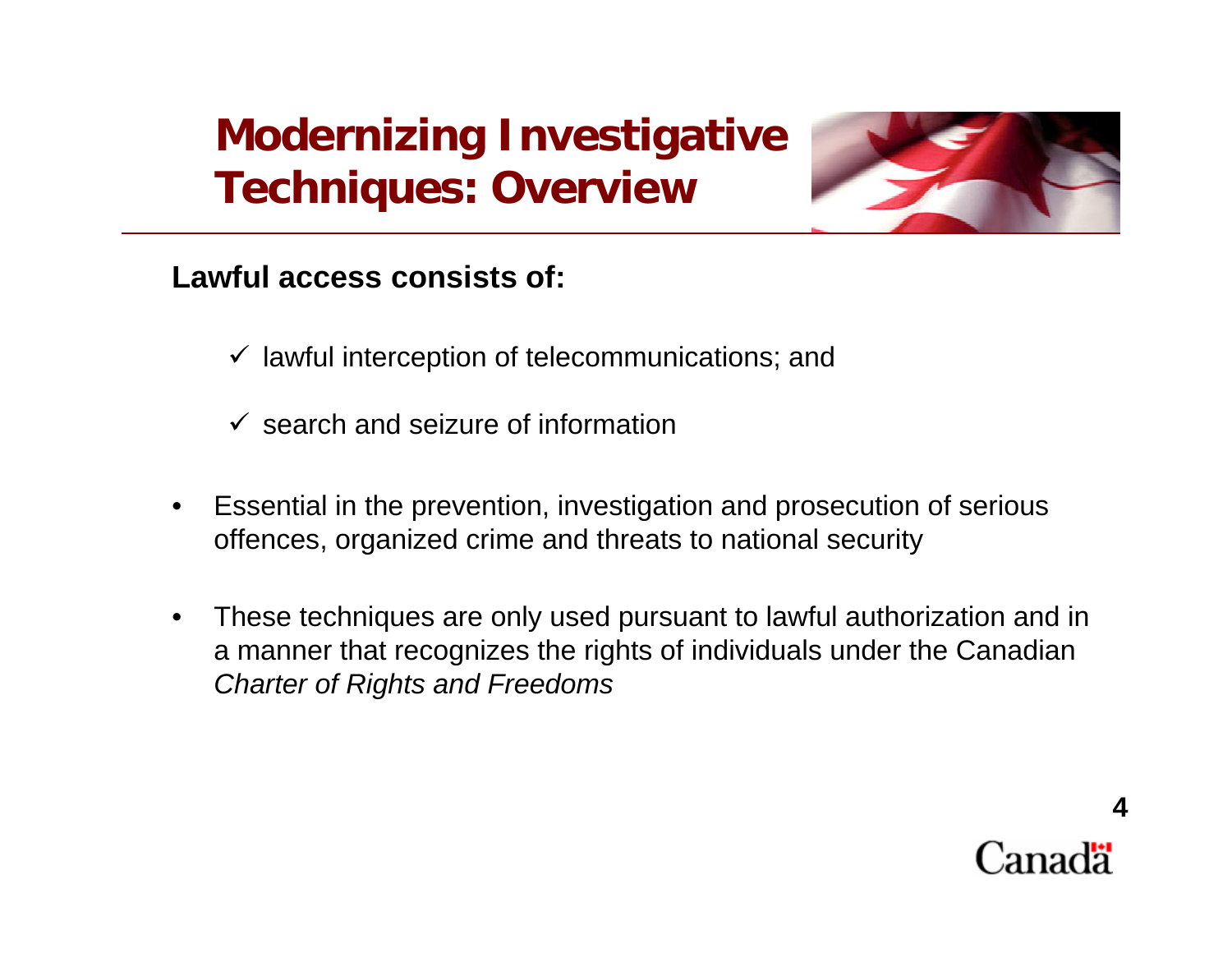# Modernizing Investigative Techniques: Overview

**Lawful access consists of:**

- ✓ lawful interception of telecommunications; and
- ✓ search and seizure of information

- Essential in the prevention, investigation and prosecution of serious offences, organized crime and threats to national security
- These techniques are only used pursuant to lawful authorization and in a manner that recognizes the rights of individuals under the Canadian *Charter of Rights and Freedoms*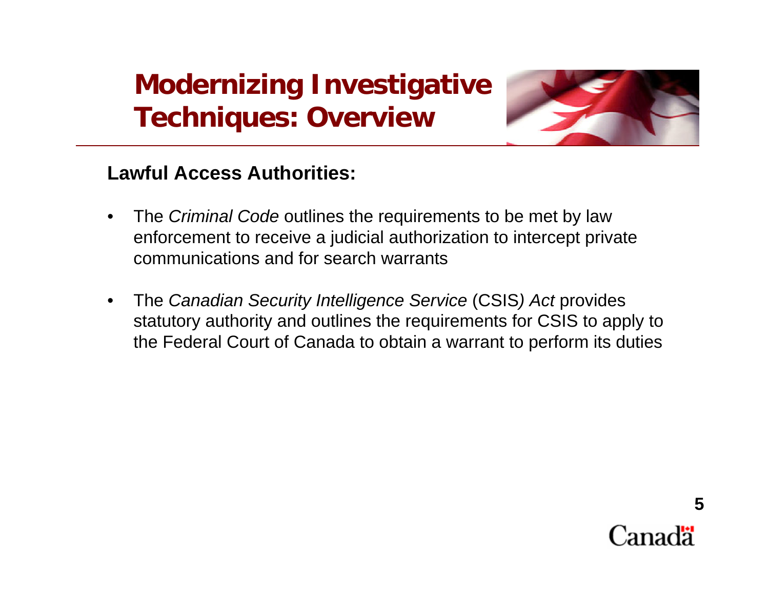# Modernizing Investigative Techniques: Overview

**Lawful Access Authorities:**

- The *Criminal Code* outlines the requirements to be met by law enforcement to receive a judicial authorization to intercept private communications and for search warrants
- The *Canadian Security Intelligence Service* (CSIS*) Act* provides statutory authority and outlines the requirements for CSIS to apply to the Federal Court of Canada to obtain a warrant to perform its duties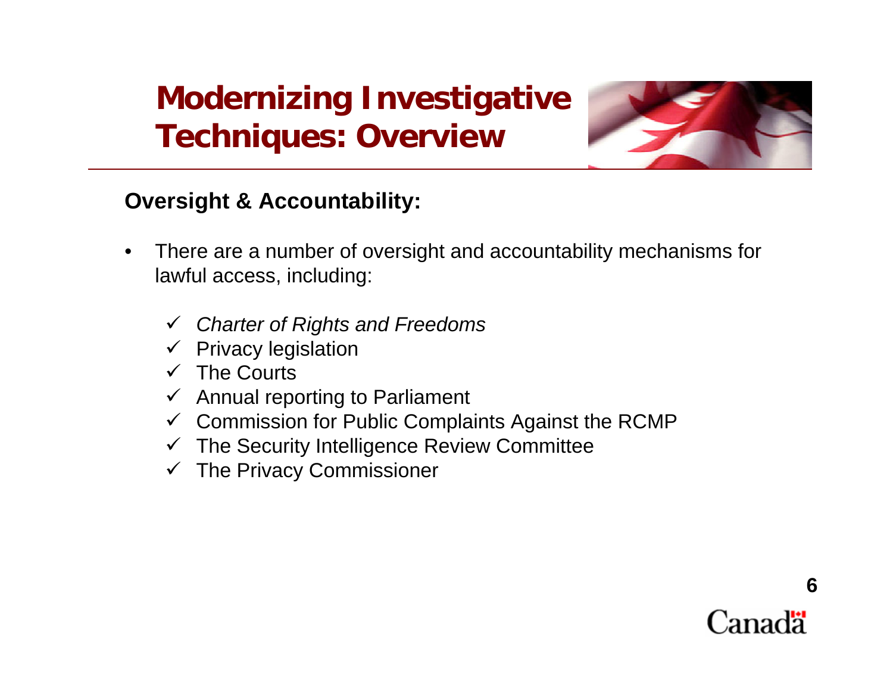# Modernizing Investigative Techniques: Overview

**Oversight & Accountability:**

- There are a number of oversight and accountability mechanisms for lawful access, including:
  - ✓ *Charter of Rights and Freedoms*
  - ✓ Privacy legislation
  - ✓ The Courts
  - ✓ Annual reporting to Parliament
  - ✓ Commission for Public Complaints Against the RCMP
  - ✓ The Security Intelligence Review Committee
  - ✓ The Privacy Commissioner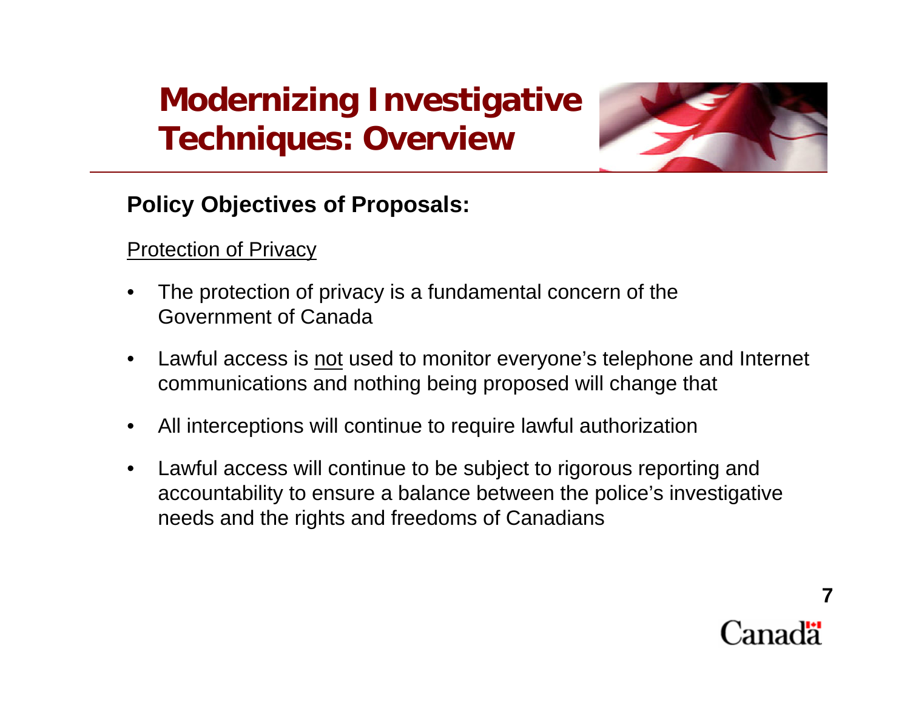# Modernizing Investigative Techniques: Overview

**Policy Objectives of Proposals:**

<u>Protection of Privacy</u>

- The protection of privacy is a fundamental concern of the Government of Canada
- Lawful access is <u>not</u> used to monitor everyone's telephone and Internet communications and nothing being proposed will change that
- All interceptions will continue to require lawful authorization
- Lawful access will continue to be subject to rigorous reporting and accountability to ensure a balance between the police's investigative needs and the rights and freedoms of Canadians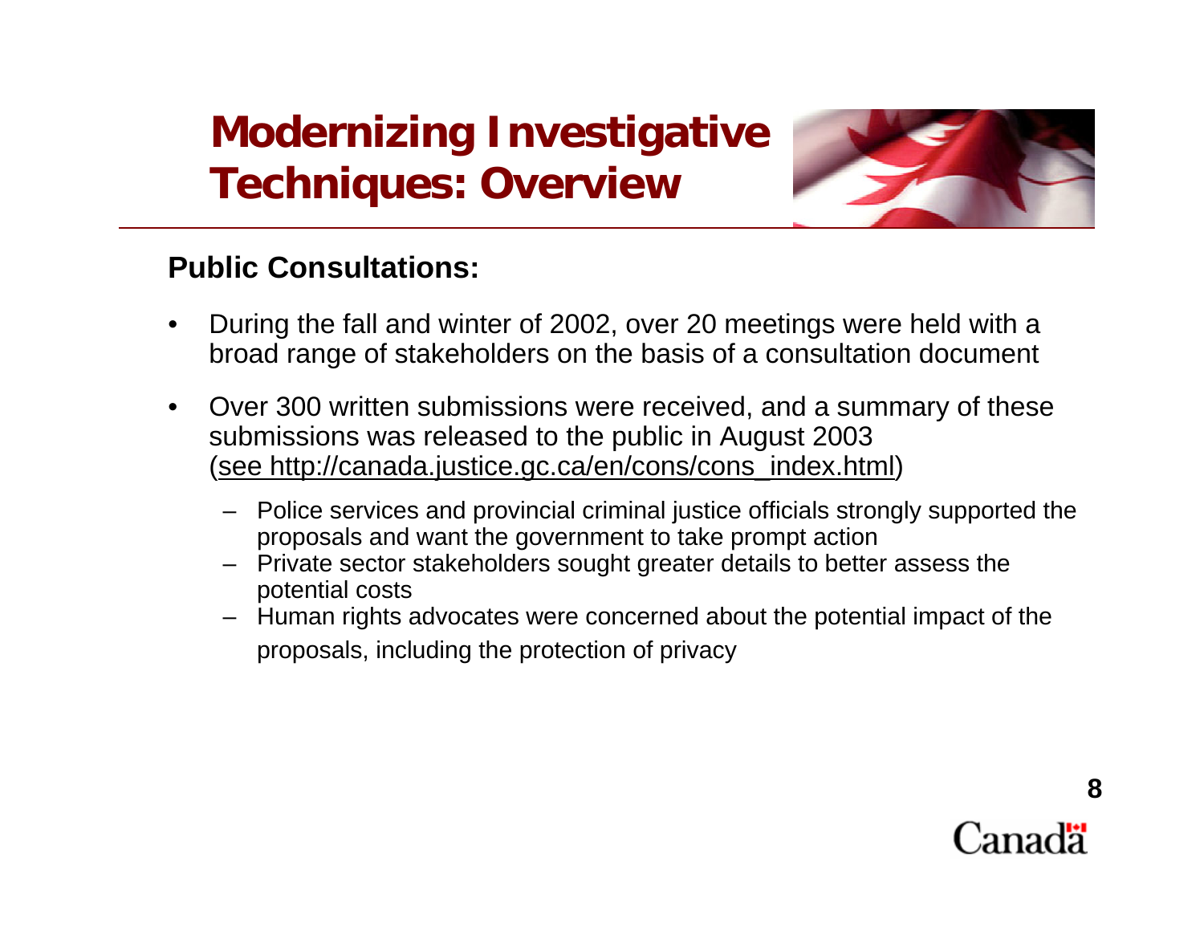# Modernizing Investigative Techniques: Overview

## Public Consultations:

- During the fall and winter of 2002, over 20 meetings were held with a broad range of stakeholders on the basis of a consultation document
- Over 300 written submissions were received, and a summary of these submissions was released to the public in August 2003 (see http://canada.justice.gc.ca/en/cons/cons_index.html)
  - Police services and provincial criminal justice officials strongly supported the proposals and want the government to take prompt action
  - Private sector stakeholders sought greater details to better assess the potential costs
  - Human rights advocates were concerned about the potential impact of the proposals, including the protection of privacy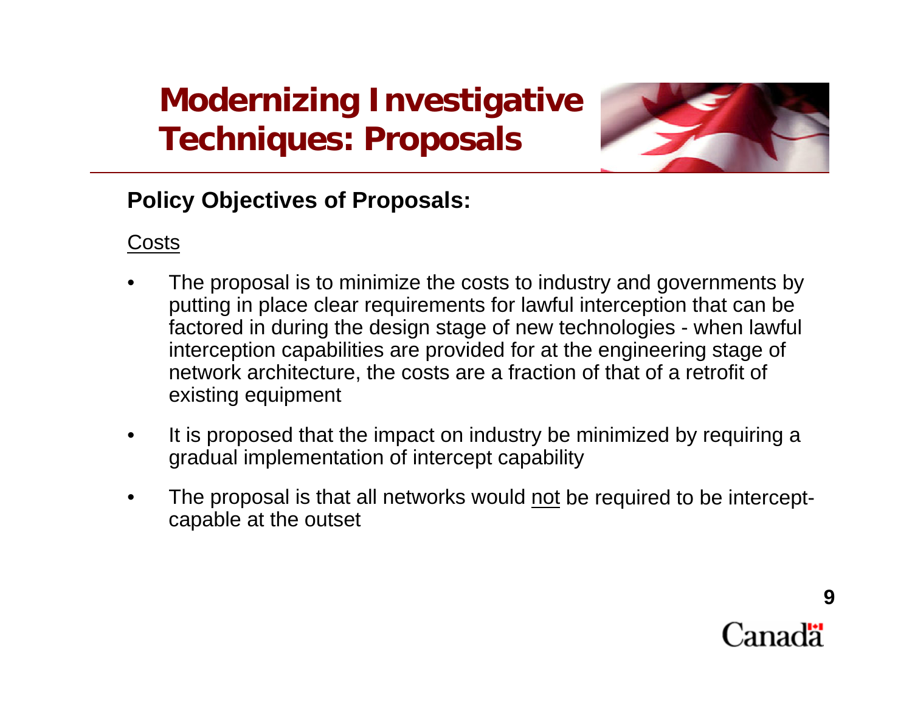# Modernizing Investigative Techniques: Proposals

**Policy Objectives of Proposals:**

<u>Costs</u>

- The proposal is to minimize the costs to industry and governments by putting in place clear requirements for lawful interception that can be factored in during the design stage of new technologies - when lawful interception capabilities are provided for at the engineering stage of network architecture, the costs are a fraction of that of a retrofit of existing equipment
- It is proposed that the impact on industry be minimized by requiring a gradual implementation of intercept capability
- The proposal is that all networks would <u>not</u> be required to be intercept-capable at the outset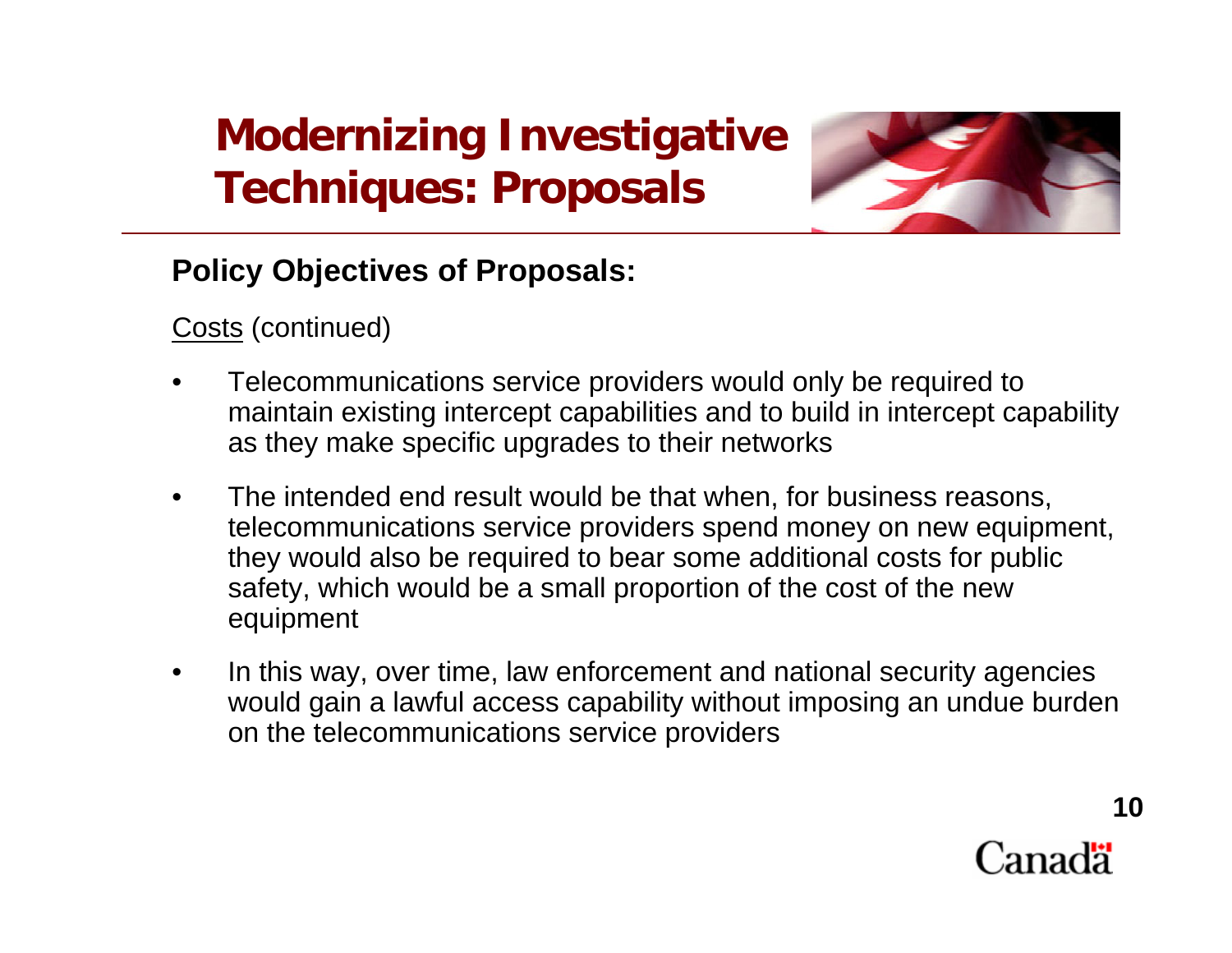# Modernizing Investigative Techniques: Proposals

**Policy Objectives of Proposals:**

Costs (continued)

- Telecommunications service providers would only be required to maintain existing intercept capabilities and to build in intercept capability as they make specific upgrades to their networks
- The intended end result would be that when, for business reasons, telecommunications service providers spend money on new equipment, they would also be required to bear some additional costs for public safety, which would be a small proportion of the cost of the new equipment
- In this way, over time, law enforcement and national security agencies would gain a lawful access capability without imposing an undue burden on the telecommunications service providers

Canada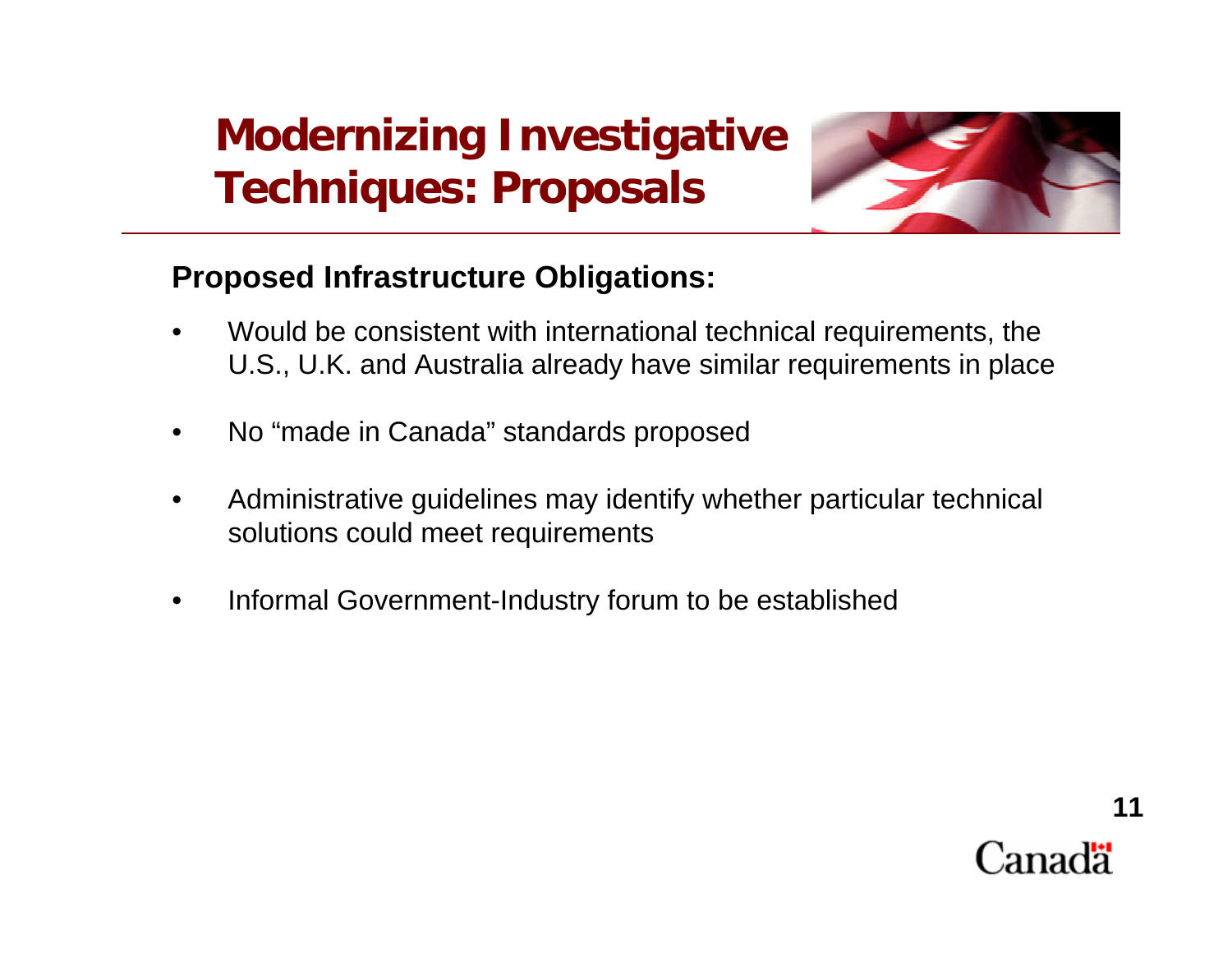# Modernizing Investigative Techniques: Proposals

**Proposed Infrastructure Obligations:**

- Would be consistent with international technical requirements, the U.S., U.K. and Australia already have similar requirements in place
- No “made in Canada” standards proposed
- Administrative guidelines may identify whether particular technical solutions could meet requirements
- Informal Government-Industry forum to be established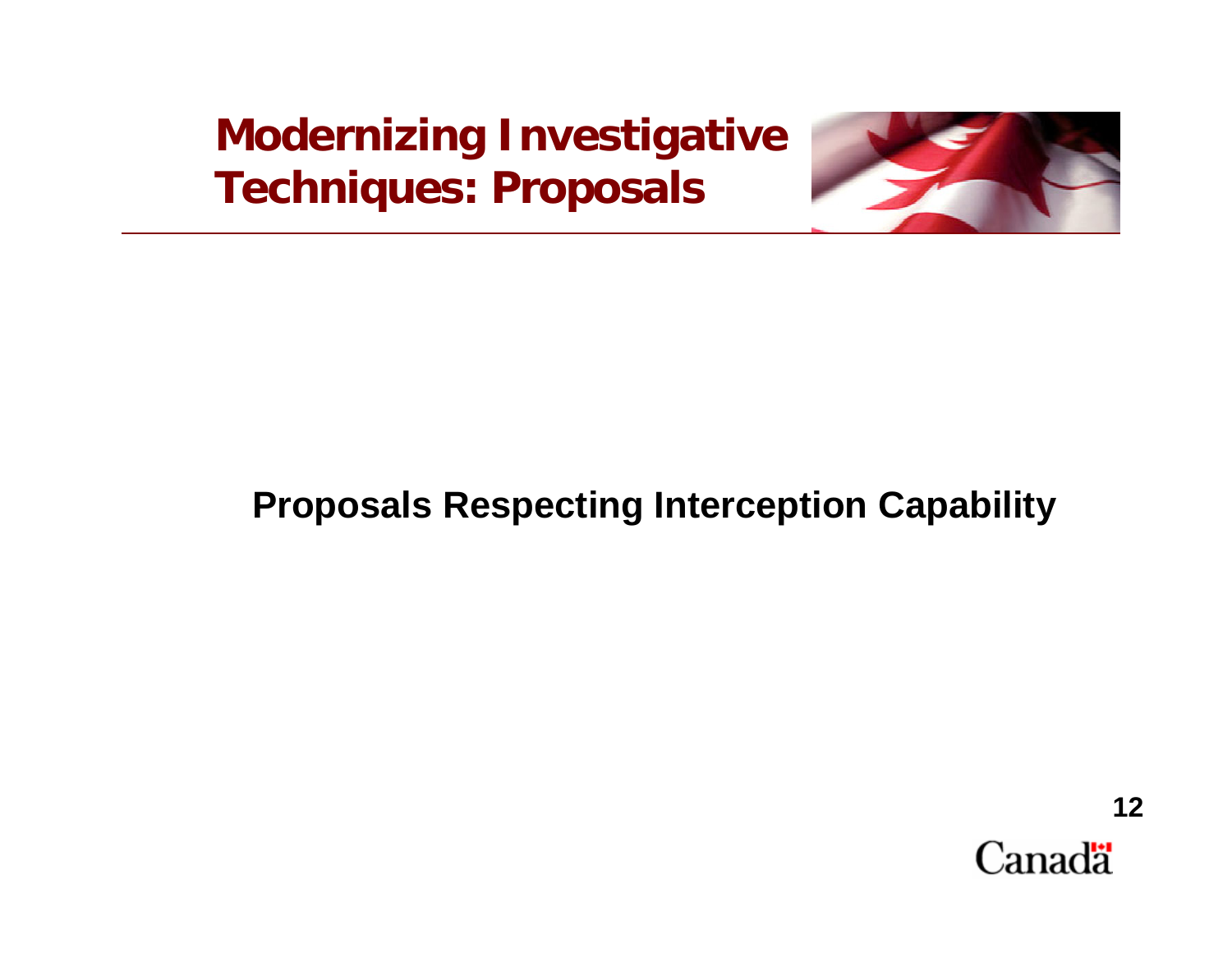# Modernizing Investigative Techniques: Proposals

## Proposals Respecting Interception Capability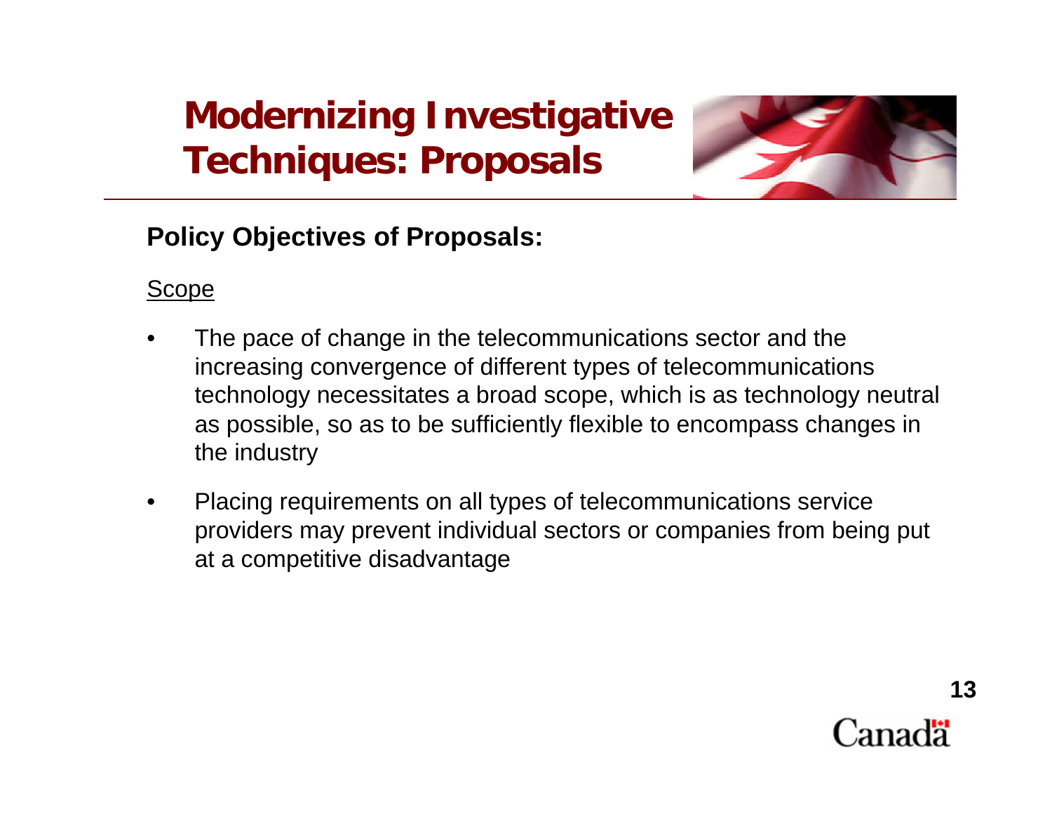# Modernizing Investigative Techniques: Proposals

**Policy Objectives of Proposals:**

Scope

- The pace of change in the telecommunications sector and the increasing convergence of different types of telecommunications technology necessitates a broad scope, which is as technology neutral as possible, so as to be sufficiently flexible to encompass changes in the industry
- Placing requirements on all types of telecommunications service providers may prevent individual sectors or companies from being put at a competitive disadvantage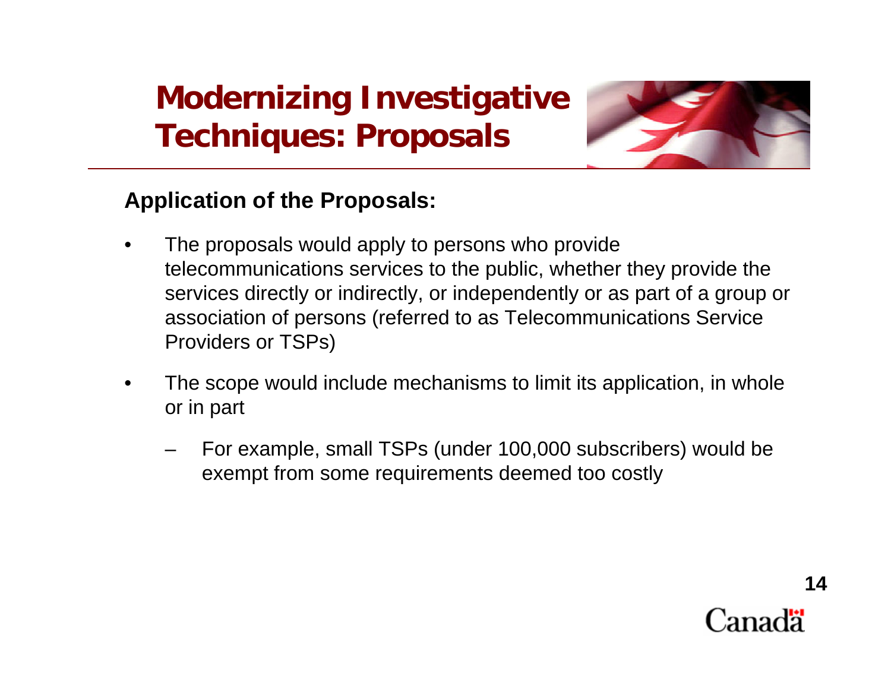# Modernizing Investigative Techniques: Proposals

**Application of the Proposals:**

- The proposals would apply to persons who provide telecommunications services to the public, whether they provide the services directly or indirectly, or independently or as part of a group or association of persons (referred to as Telecommunications Service Providers or TSPs)
- The scope would include mechanisms to limit its application, in whole or in part
  - For example, small TSPs (under 100,000 subscribers) would be exempt from some requirements deemed too costly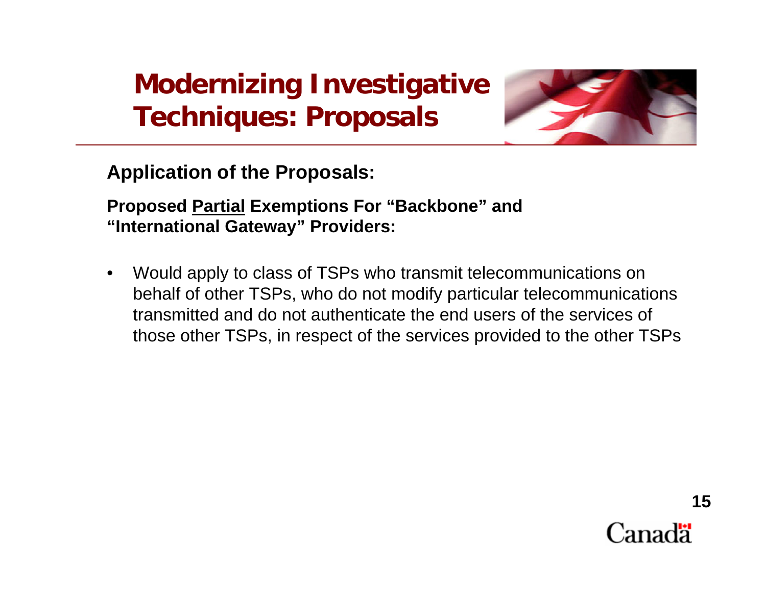# Modernizing Investigative Techniques: Proposals

**Application of the Proposals:**

**Proposed <u>Partial</u> Exemptions For "Backbone" and "International Gateway" Providers:**

- Would apply to class of TSPs who transmit telecommunications on behalf of other TSPs, who do not modify particular telecommunications transmitted and do not authenticate the end users of the services of those other TSPs, in respect of the services provided to the other TSPs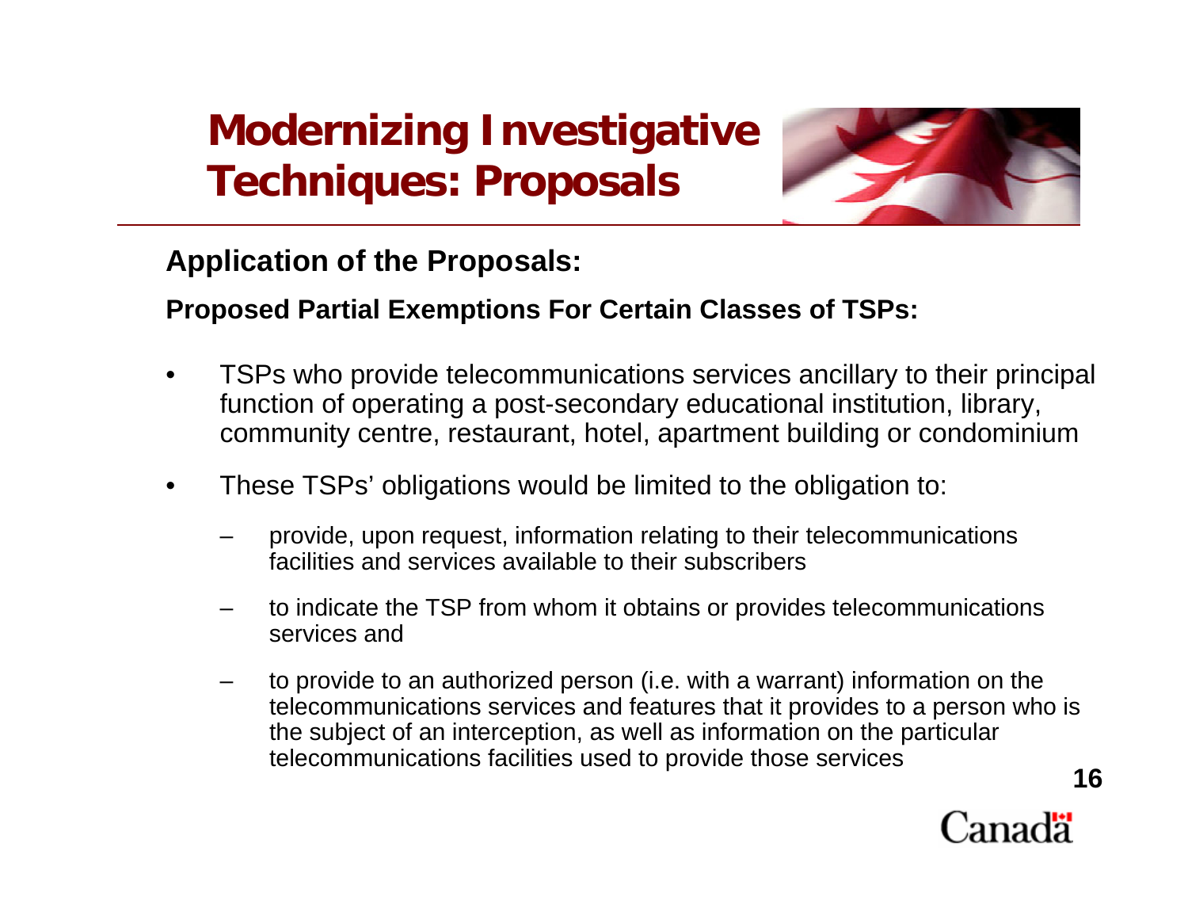# Modernizing Investigative Techniques: Proposals

**Application of the Proposals:**

**Proposed Partial Exemptions For Certain Classes of TSPs:**

- TSPs who provide telecommunications services ancillary to their principal function of operating a post-secondary educational institution, library, community centre, restaurant, hotel, apartment building or condominium
- These TSPs' obligations would be limited to the obligation to:
  - provide, upon request, information relating to their telecommunications facilities and services available to their subscribers
  - to indicate the TSP from whom it obtains or provides telecommunications services and
  - to provide to an authorized person (i.e. with a warrant) information on the telecommunications services and features that it provides to a person who is the subject of an interception, as well as information on the particular telecommunications facilities used to provide those services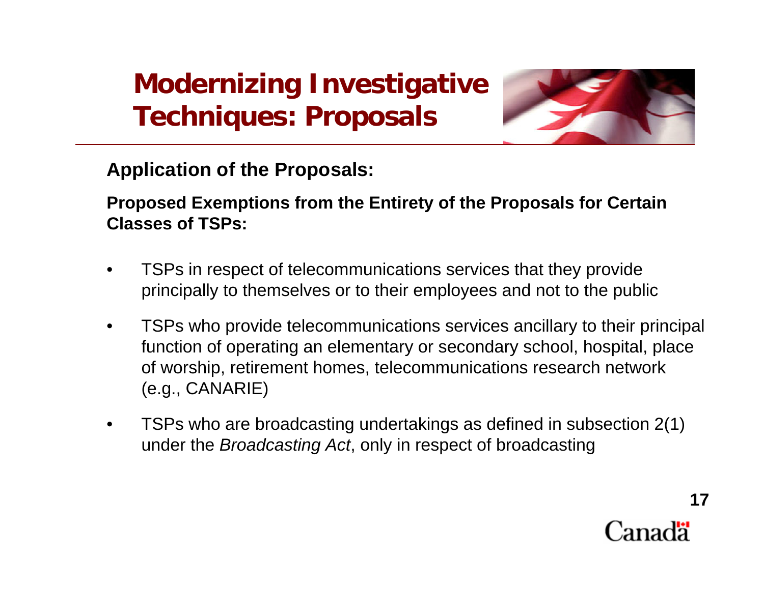# Modernizing Investigative Techniques: Proposals

**Application of the Proposals:**

**Proposed Exemptions from the Entirety of the Proposals for Certain Classes of TSPs:**

- TSPs in respect of telecommunications services that they provide principally to themselves or to their employees and not to the public
- TSPs who provide telecommunications services ancillary to their principal function of operating an elementary or secondary school, hospital, place of worship, retirement homes, telecommunications research network (e.g., CANARIE)
- TSPs who are broadcasting undertakings as defined in subsection 2(1) under the *Broadcasting Act*, only in respect of broadcasting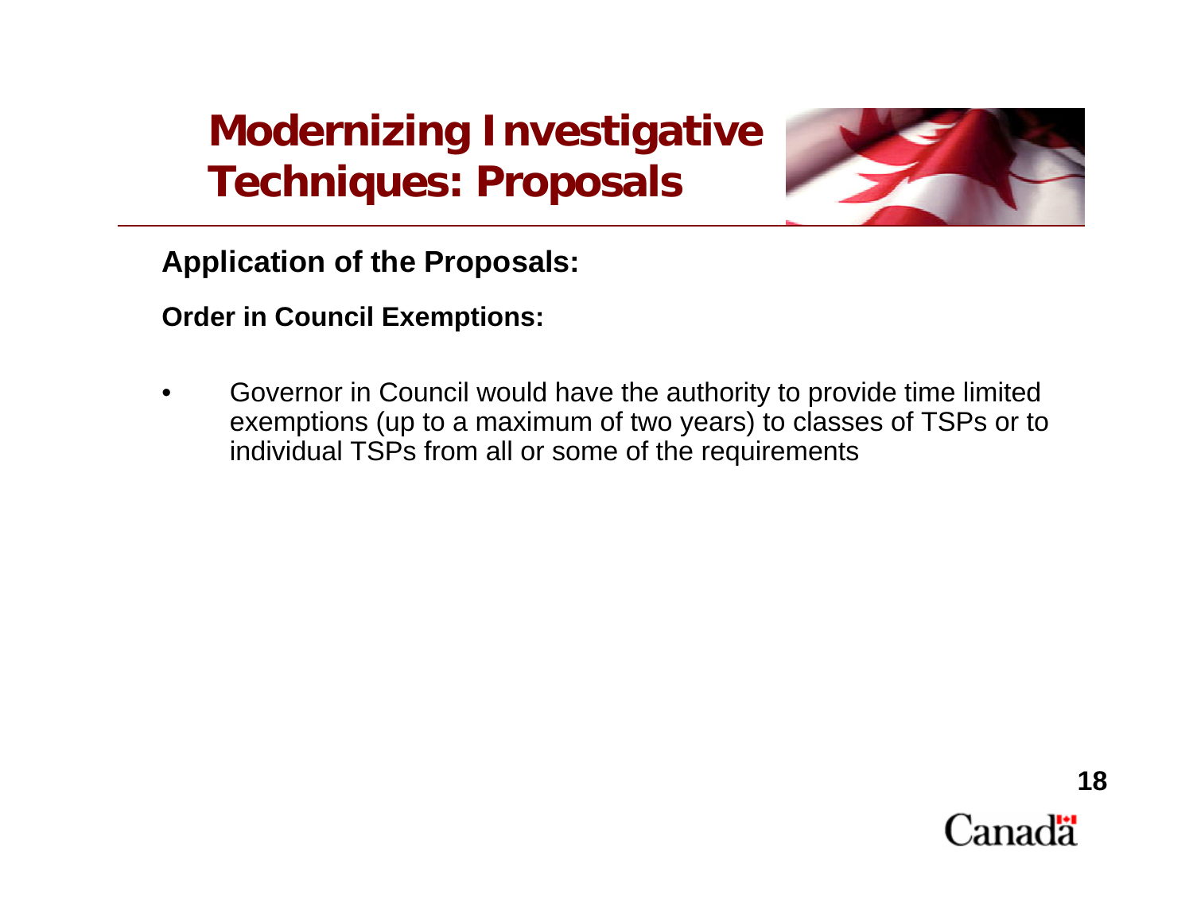# Modernizing Investigative Techniques: Proposals

**Application of the Proposals:**

**Order in Council Exemptions:**

- Governor in Council would have the authority to provide time limited exemptions (up to a maximum of two years) to classes of TSPs or to individual TSPs from all or some of the requirements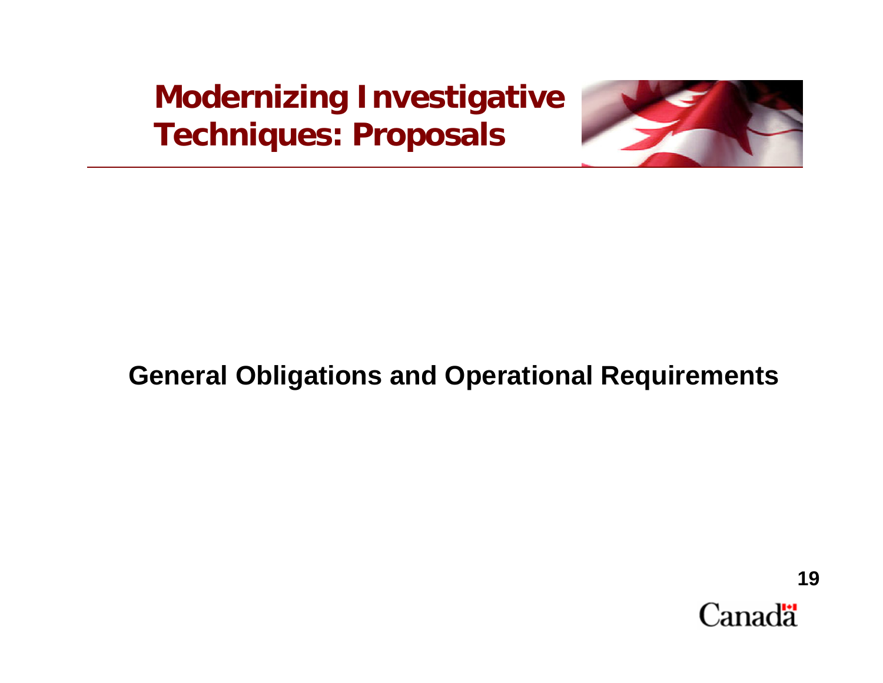# Modernizing Investigative Techniques: Proposals

## General Obligations and Operational Requirements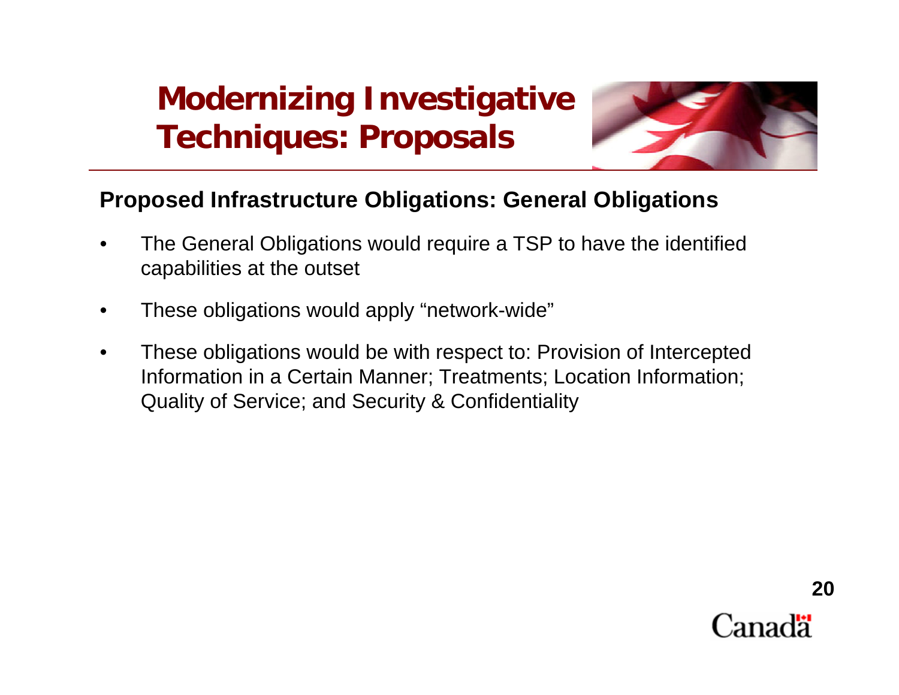# Modernizing Investigative Techniques: Proposals

## Proposed Infrastructure Obligations: General Obligations

- The General Obligations would require a TSP to have the identified capabilities at the outset
- These obligations would apply "network-wide"
- These obligations would be with respect to: Provision of Intercepted Information in a Certain Manner; Treatments; Location Information; Quality of Service; and Security & Confidentiality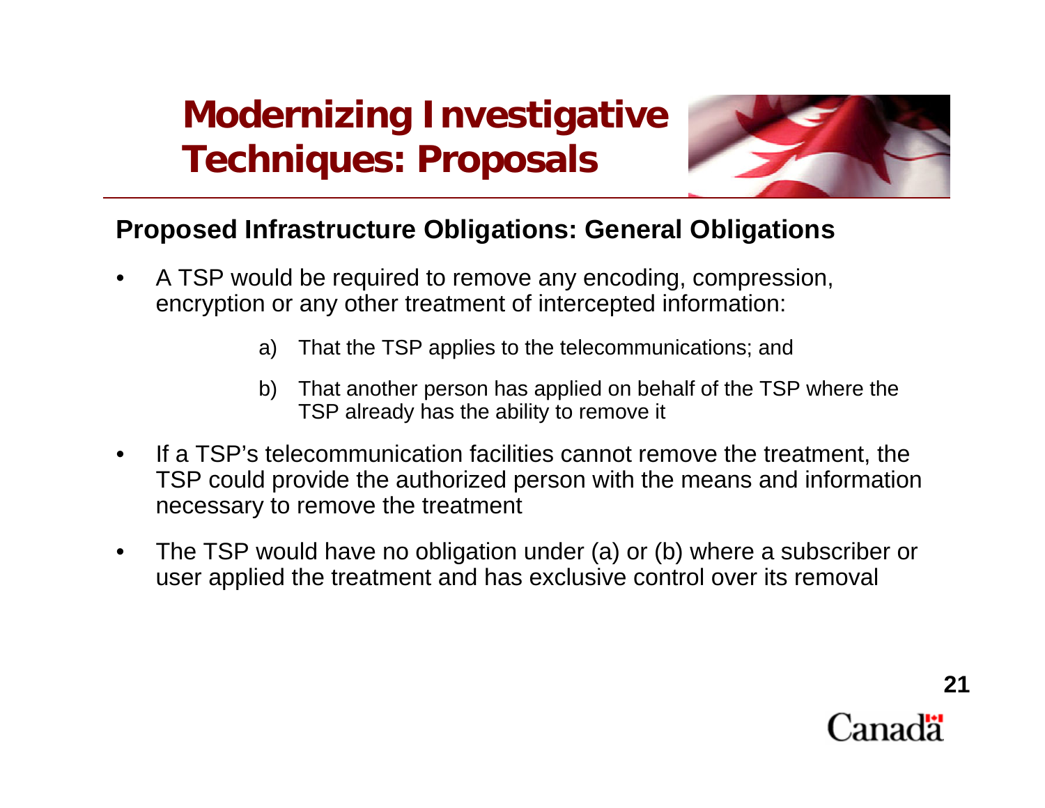# Modernizing Investigative Techniques: Proposals

## Proposed Infrastructure Obligations: General Obligations

- A TSP would be required to remove any encoding, compression, encryption or any other treatment of intercepted information:
  - a) That the TSP applies to the telecommunications; and
  - b) That another person has applied on behalf of the TSP where the TSP already has the ability to remove it
- If a TSP's telecommunication facilities cannot remove the treatment, the TSP could provide the authorized person with the means and information necessary to remove the treatment
- The TSP would have no obligation under (a) or (b) where a subscriber or user applied the treatment and has exclusive control over its removal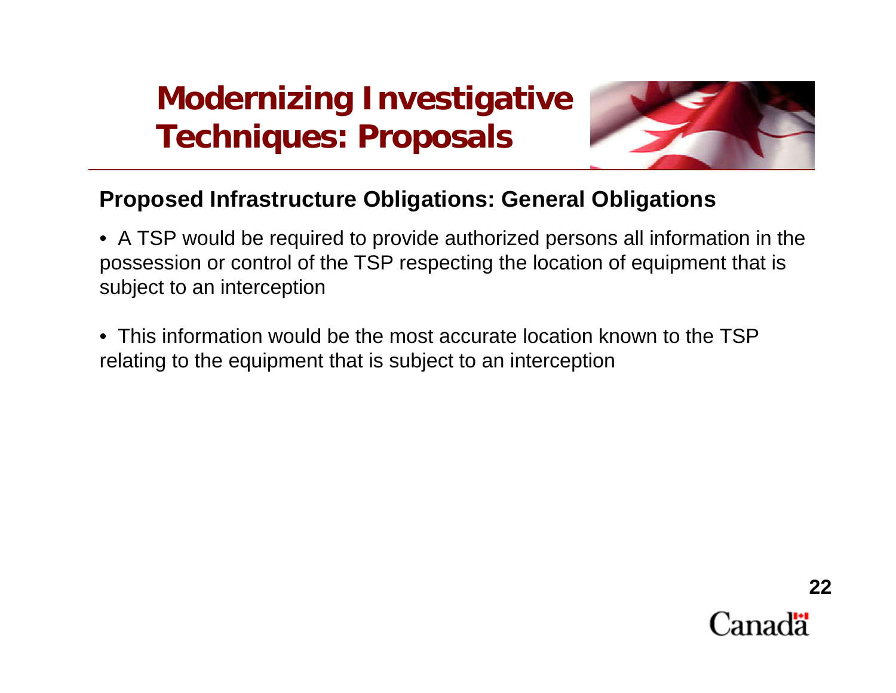# Modernizing Investigative Techniques: Proposals

## Proposed Infrastructure Obligations: General Obligations

- A TSP would be required to provide authorized persons all information in the possession or control of the TSP respecting the location of equipment that is subject to an interception

- This information would be the most accurate location known to the TSP relating to the equipment that is subject to an interception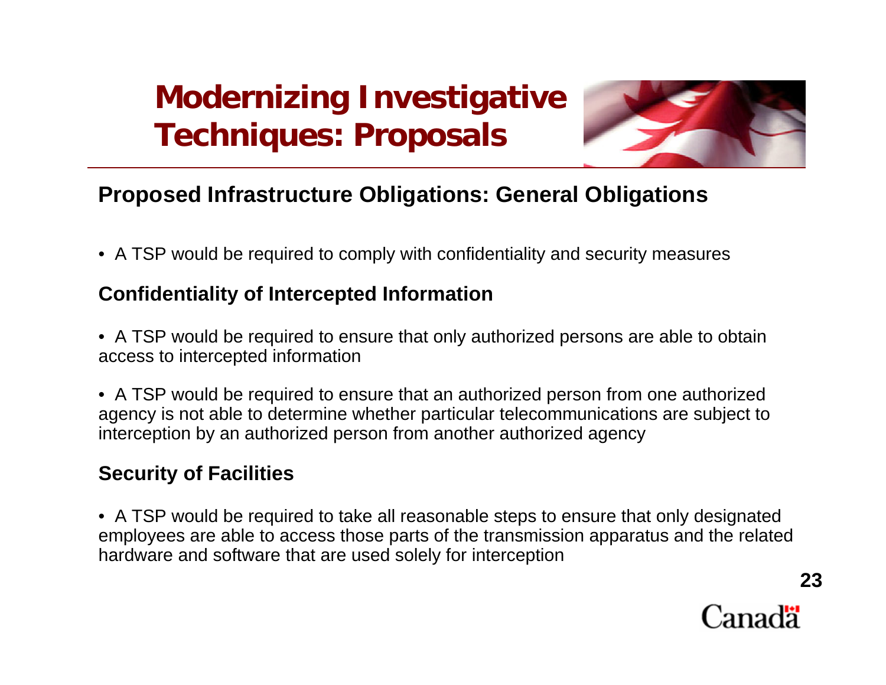# Modernizing Investigative Techniques: Proposals

## Proposed Infrastructure Obligations: General Obligations

- A TSP would be required to comply with confidentiality and security measures

### Confidentiality of Intercepted Information

- A TSP would be required to ensure that only authorized persons are able to obtain access to intercepted information
- A TSP would be required to ensure that an authorized person from one authorized agency is not able to determine whether particular telecommunications are subject to interception by an authorized person from another authorized agency

### Security of Facilities

- A TSP would be required to take all reasonable steps to ensure that only designated employees are able to access those parts of the transmission apparatus and the related hardware and software that are used solely for interception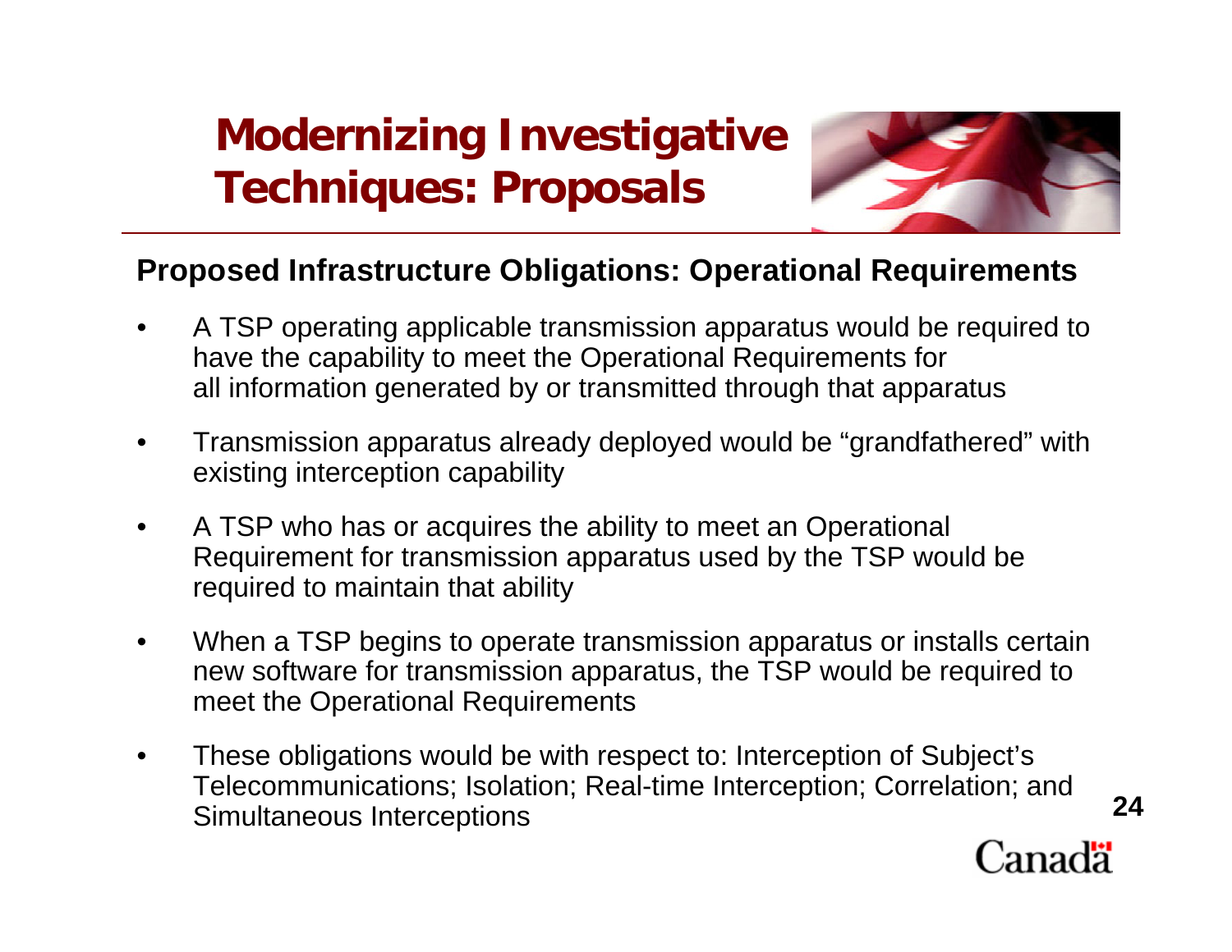# Modernizing Investigative Techniques: Proposals

## Proposed Infrastructure Obligations: Operational Requirements

- A TSP operating applicable transmission apparatus would be required to have the capability to meet the Operational Requirements for all information generated by or transmitted through that apparatus
- Transmission apparatus already deployed would be "grandfathered" with existing interception capability
- A TSP who has or acquires the ability to meet an Operational Requirement for transmission apparatus used by the TSP would be required to maintain that ability
- When a TSP begins to operate transmission apparatus or installs certain new software for transmission apparatus, the TSP would be required to meet the Operational Requirements
- These obligations would be with respect to: Interception of Subject's Telecommunications; Isolation; Real-time Interception; Correlation; and Simultaneous Interceptions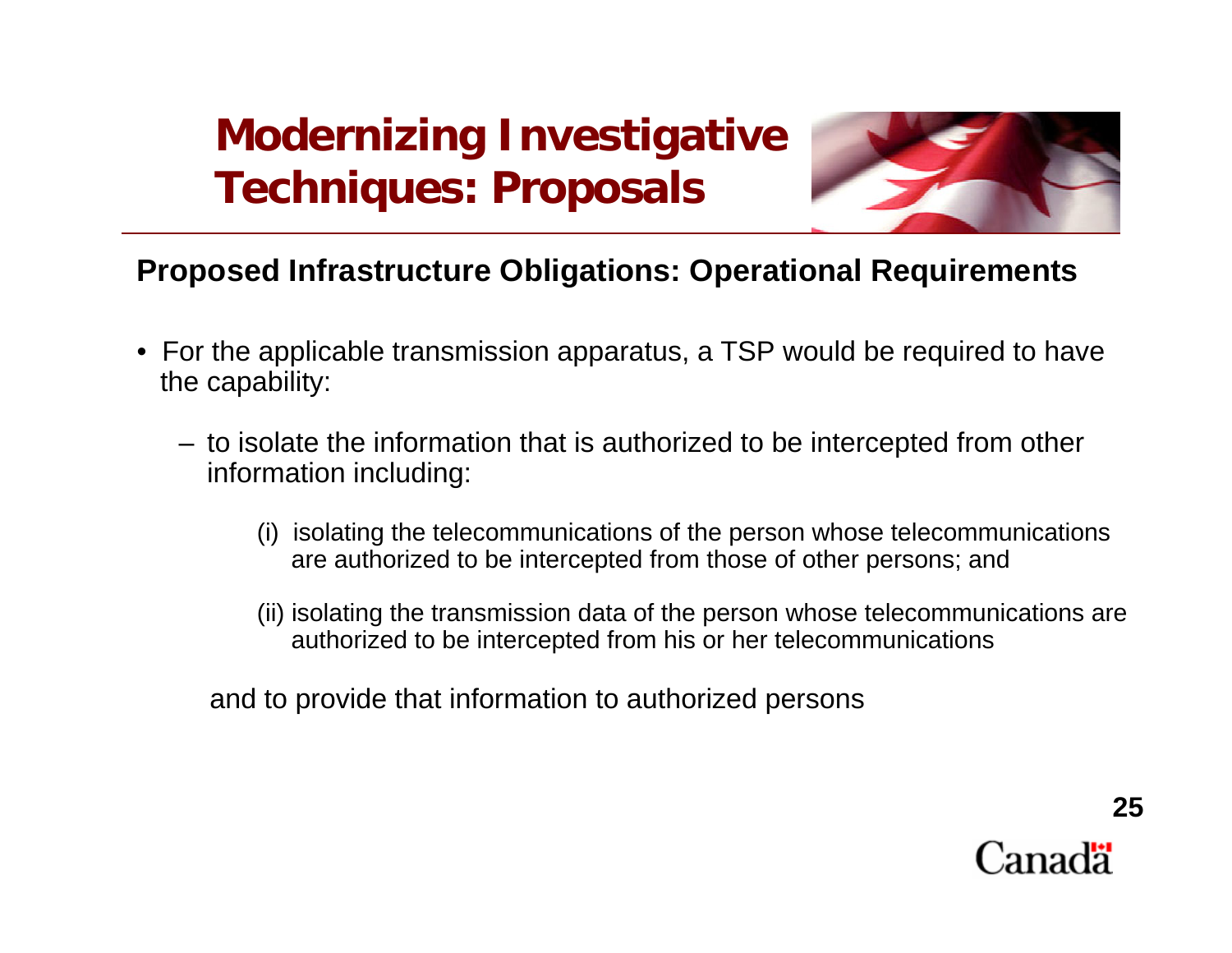# Modernizing Investigative Techniques: Proposals

## Proposed Infrastructure Obligations: Operational Requirements

- For the applicable transmission apparatus, a TSP would be required to have the capability:
  - to isolate the information that is authorized to be intercepted from other information including:

    (i) isolating the telecommunications of the person whose telecommunications are authorized to be intercepted from those of other persons; and

    (ii) isolating the transmission data of the person whose telecommunications are authorized to be intercepted from his or her telecommunications

  and to provide that information to authorized persons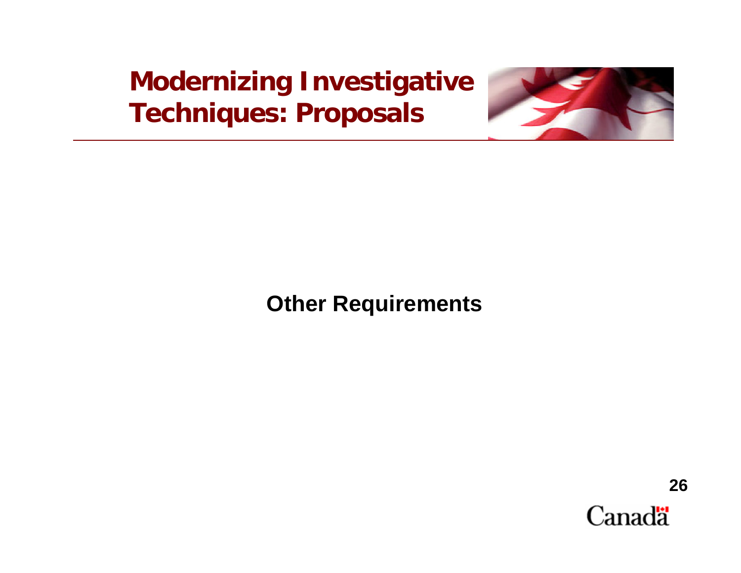# Modernizing Investigative Techniques: Proposals

**Other Requirements**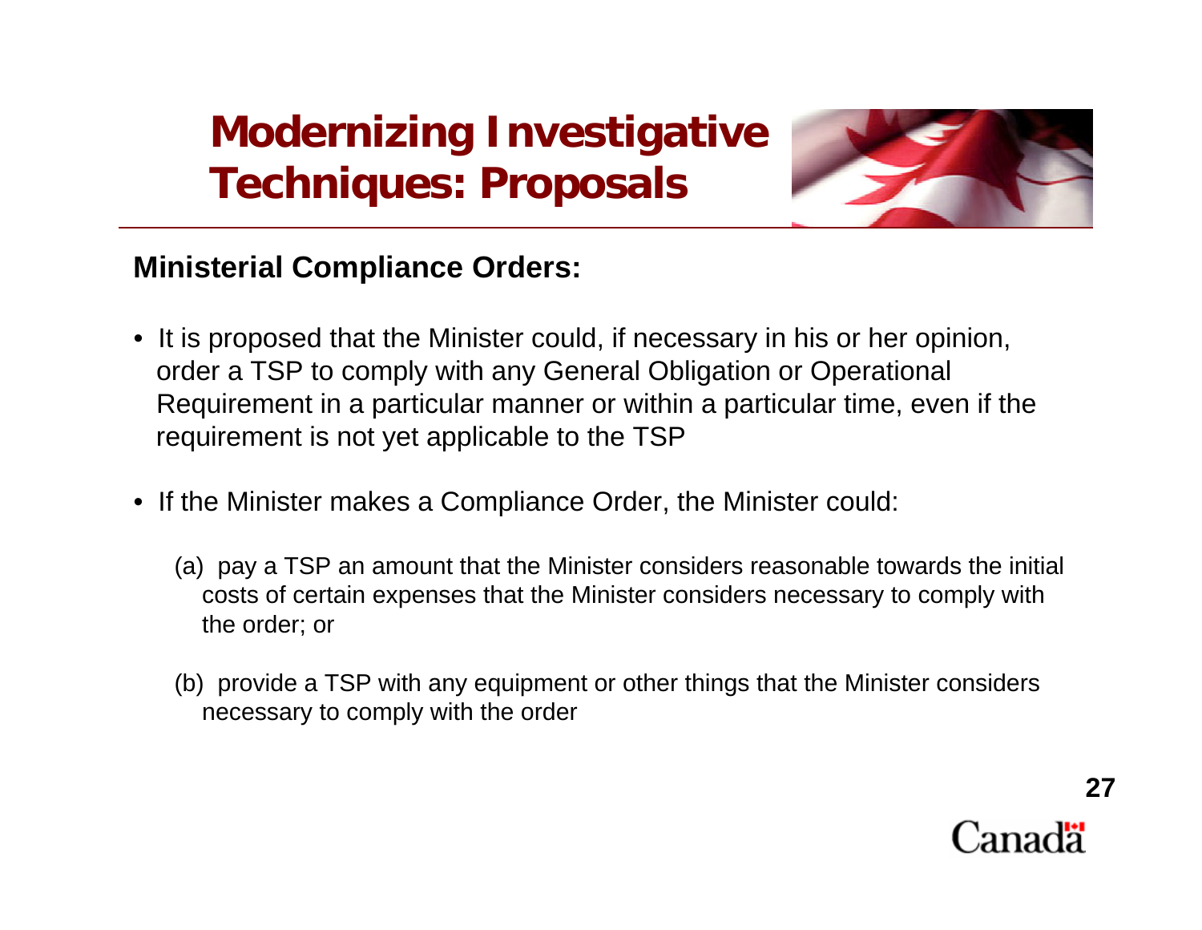# Modernizing Investigative Techniques: Proposals

## Ministerial Compliance Orders:

- It is proposed that the Minister could, if necessary in his or her opinion, order a TSP to comply with any General Obligation or Operational Requirement in a particular manner or within a particular time, even if the requirement is not yet applicable to the TSP
- If the Minister makes a Compliance Order, the Minister could:

  (a) pay a TSP an amount that the Minister considers reasonable towards the initial costs of certain expenses that the Minister considers necessary to comply with the order; or

  (b) provide a TSP with any equipment or other things that the Minister considers necessary to comply with the order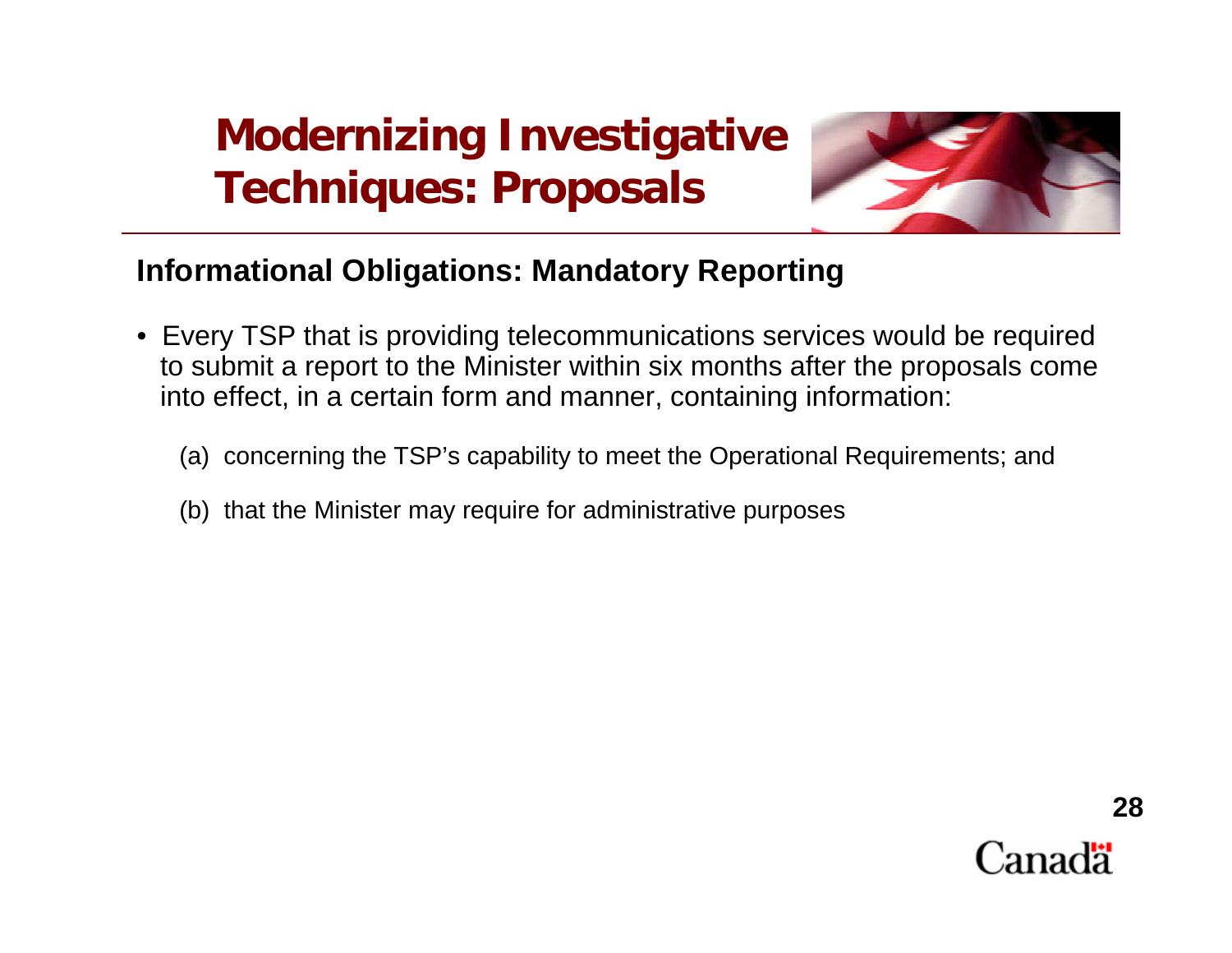# Modernizing Investigative Techniques: Proposals

## Informational Obligations: Mandatory Reporting

- Every TSP that is providing telecommunications services would be required to submit a report to the Minister within six months after the proposals come into effect, in a certain form and manner, containing information:

  (a) concerning the TSP's capability to meet the Operational Requirements; and

  (b) that the Minister may require for administrative purposes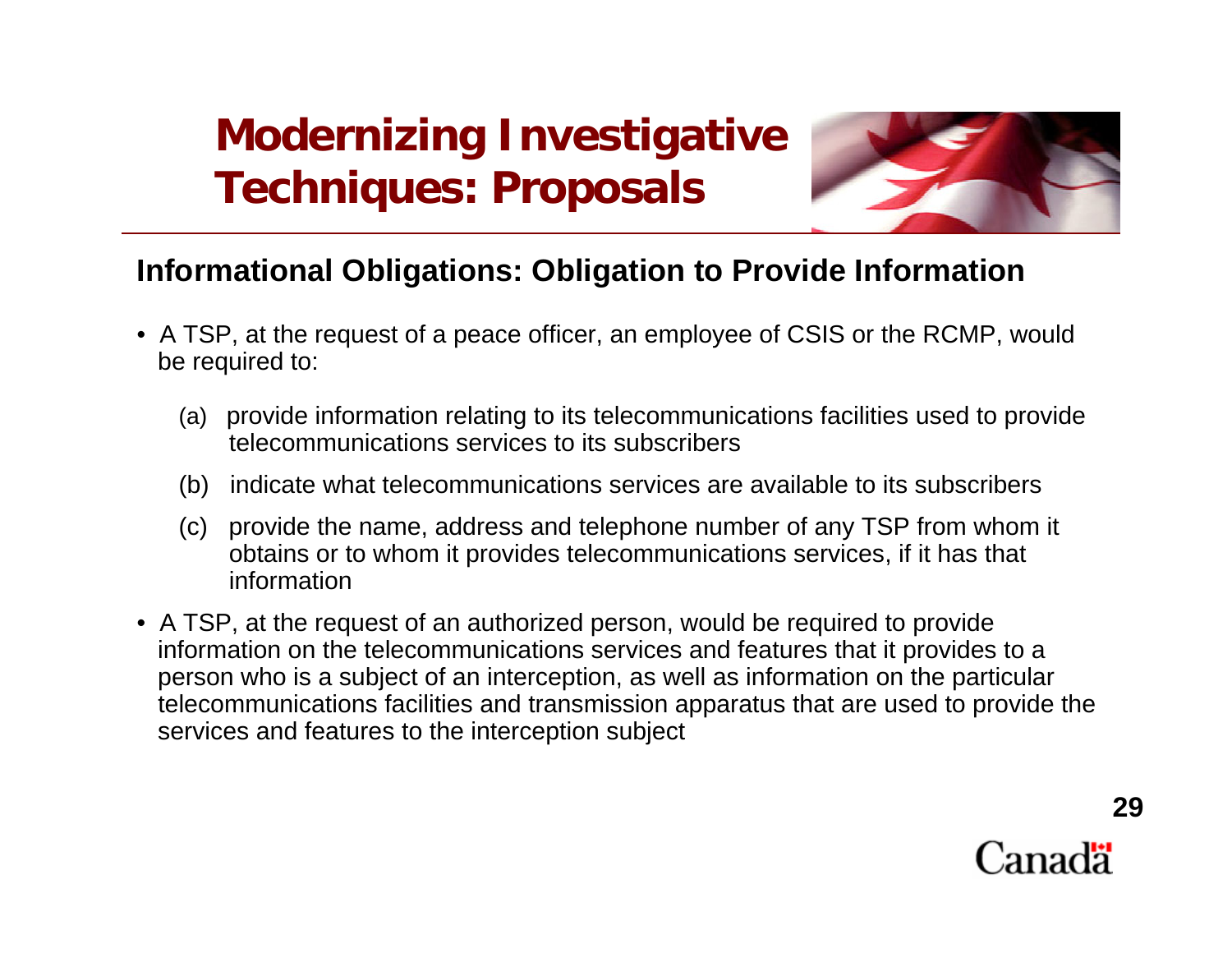# Modernizing Investigative Techniques: Proposals

## Informational Obligations: Obligation to Provide Information

- A TSP, at the request of a peace officer, an employee of CSIS or the RCMP, would be required to:
  - (a) provide information relating to its telecommunications facilities used to provide telecommunications services to its subscribers
  - (b) indicate what telecommunications services are available to its subscribers
  - (c) provide the name, address and telephone number of any TSP from whom it obtains or to whom it provides telecommunications services, if it has that information
- A TSP, at the request of an authorized person, would be required to provide information on the telecommunications services and features that it provides to a person who is a subject of an interception, as well as information on the particular telecommunications facilities and transmission apparatus that are used to provide the services and features to the interception subject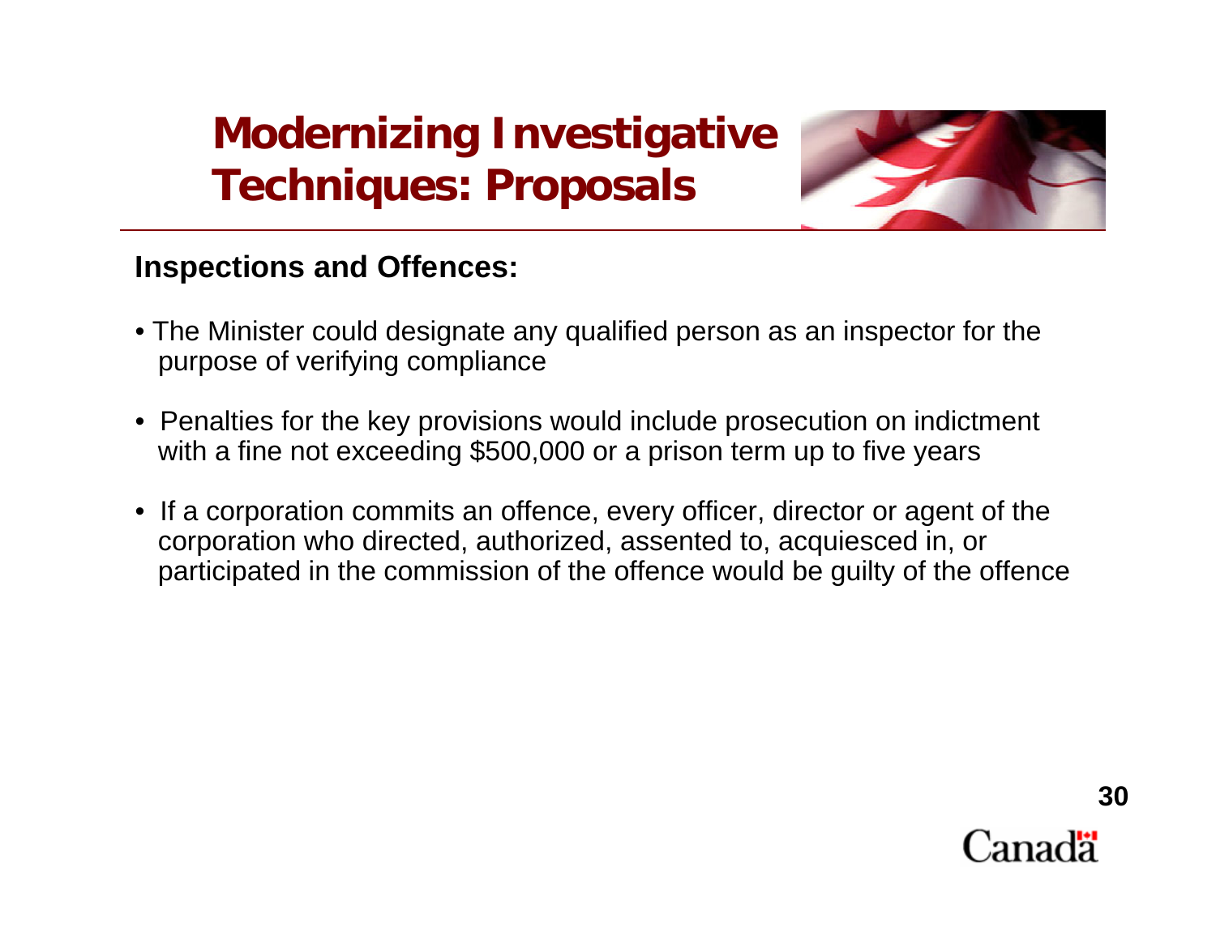# Modernizing Investigative Techniques: Proposals

## Inspections and Offences:

- The Minister could designate any qualified person as an inspector for the purpose of verifying compliance
- Penalties for the key provisions would include prosecution on indictment with a fine not exceeding $500,000 or a prison term up to five years
- If a corporation commits an offence, every officer, director or agent of the corporation who directed, authorized, assented to, acquiesced in, or participated in the commission of the offence would be guilty of the offence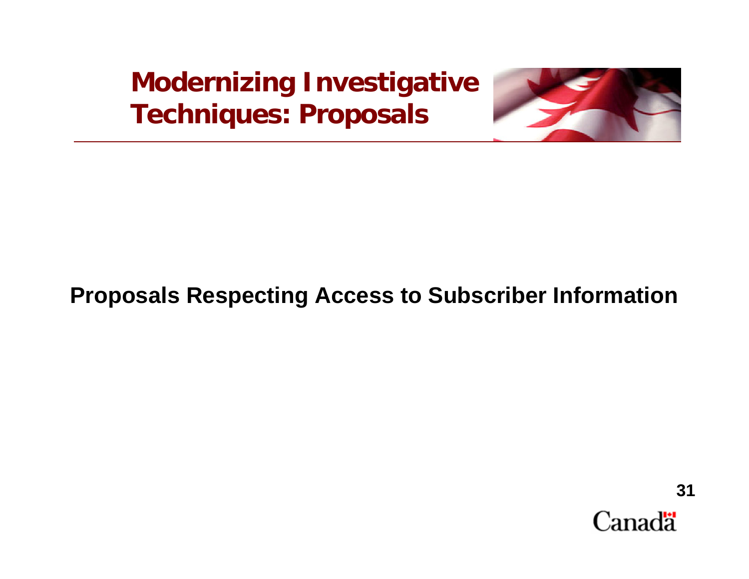# Modernizing Investigative Techniques: Proposals

## Proposals Respecting Access to Subscriber Information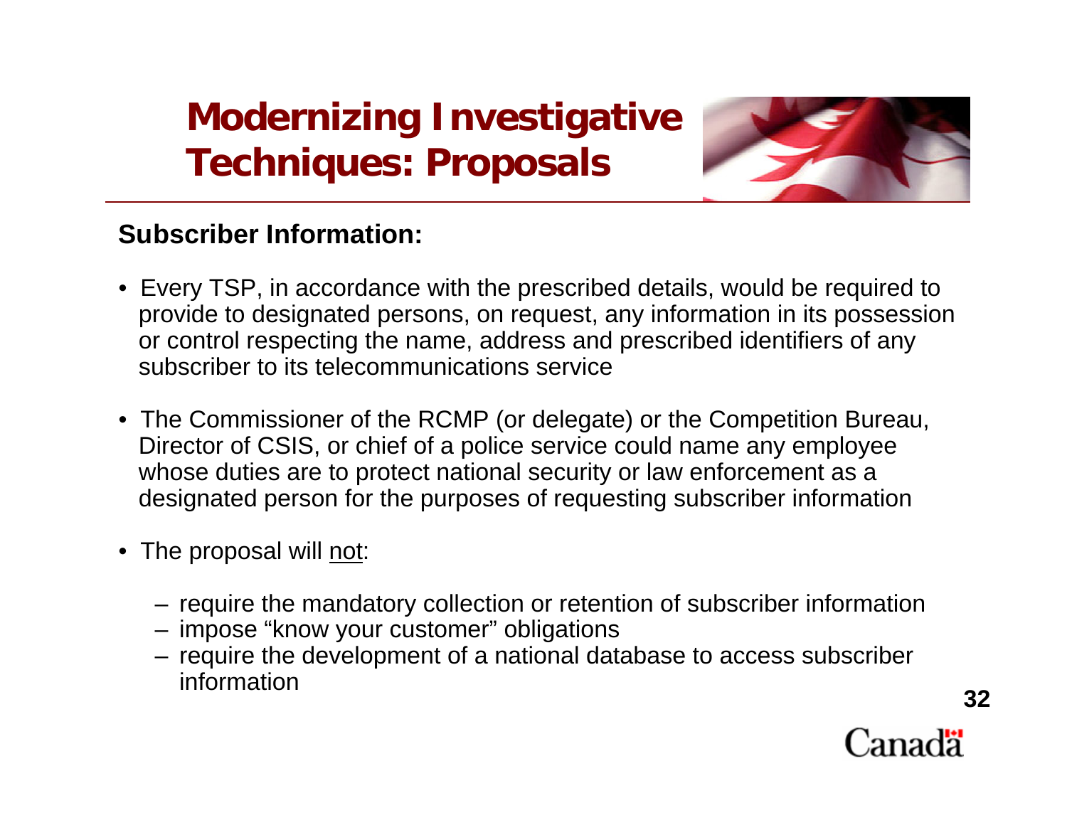# Modernizing Investigative Techniques: Proposals

## Subscriber Information:

- Every TSP, in accordance with the prescribed details, would be required to provide to designated persons, on request, any information in its possession or control respecting the name, address and prescribed identifiers of any subscriber to its telecommunications service
- The Commissioner of the RCMP (or delegate) or the Competition Bureau, Director of CSIS, or chief of a police service could name any employee whose duties are to protect national security or law enforcement as a designated person for the purposes of requesting subscriber information
- The proposal will <u>not</u>:
  - require the mandatory collection or retention of subscriber information
  - impose "know your customer" obligations
  - require the development of a national database to access subscriber information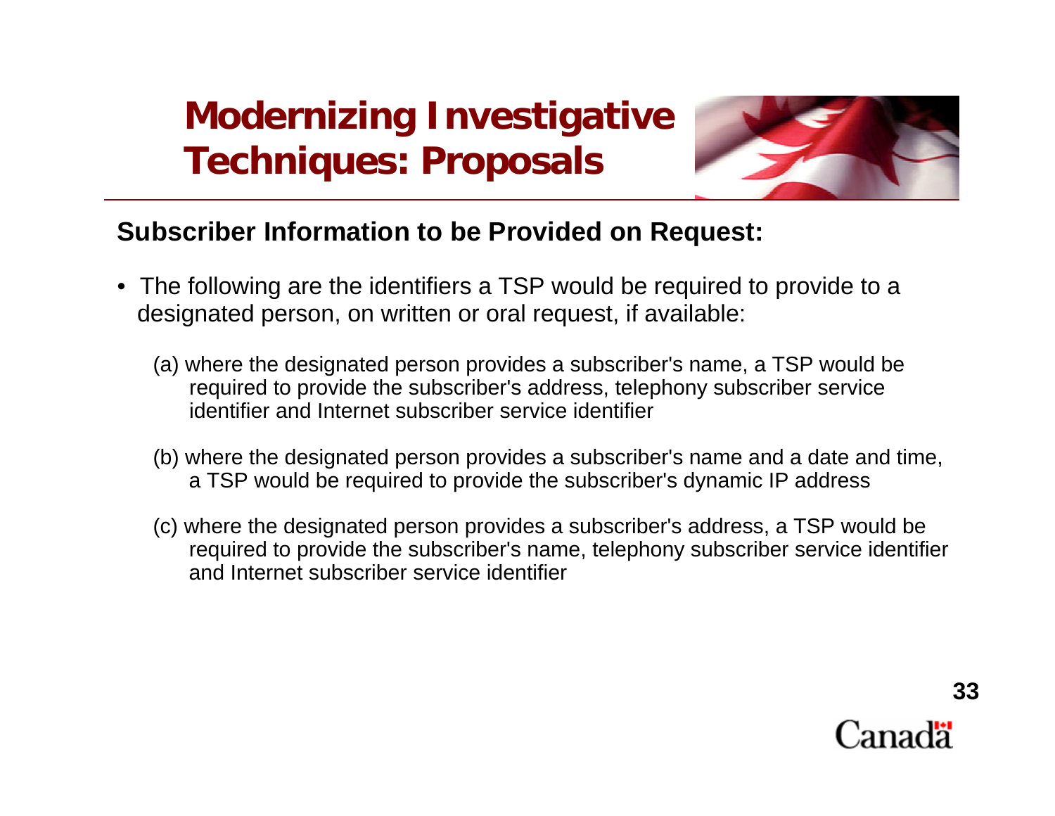# Modernizing Investigative Techniques: Proposals

## Subscriber Information to be Provided on Request:

- The following are the identifiers a TSP would be required to provide to a designated person, on written or oral request, if available:

  (a) where the designated person provides a subscriber's name, a TSP would be required to provide the subscriber's address, telephony subscriber service identifier and Internet subscriber service identifier

  (b) where the designated person provides a subscriber's name and a date and time, a TSP would be required to provide the subscriber's dynamic IP address

  (c) where the designated person provides a subscriber's address, a TSP would be required to provide the subscriber's name, telephony subscriber service identifier and Internet subscriber service identifier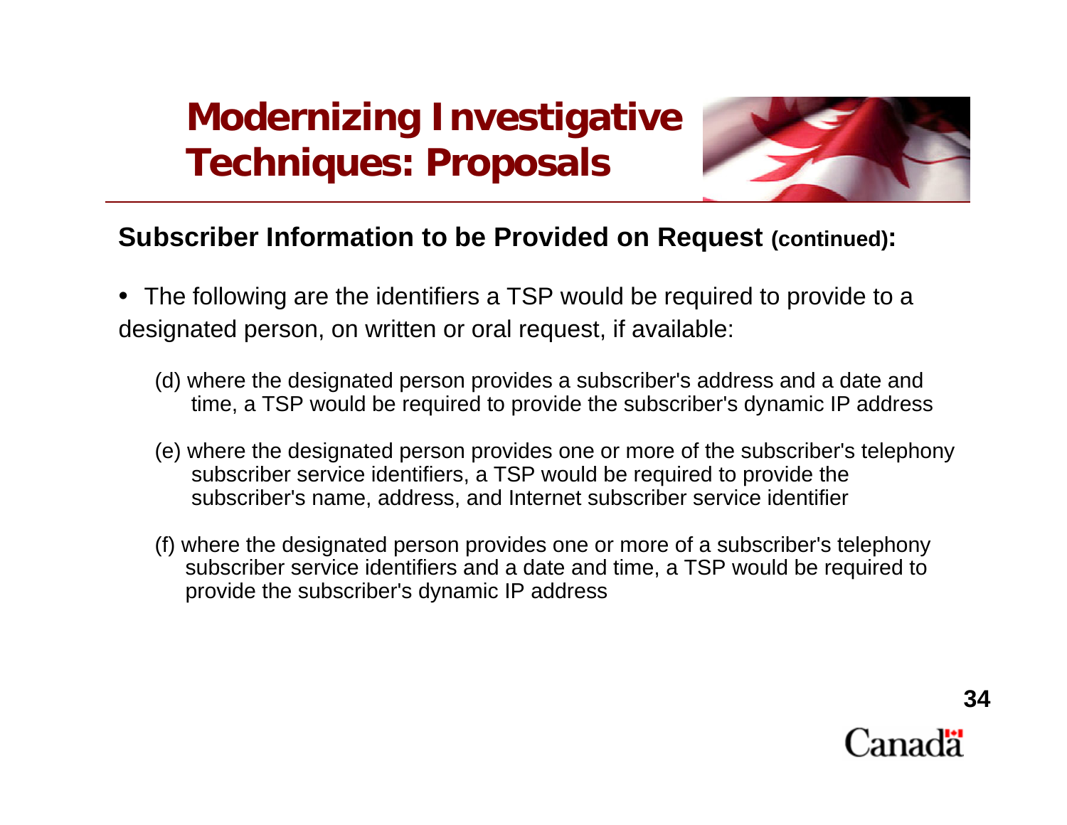# Modernizing Investigative Techniques: Proposals

## Subscriber Information to be Provided on Request (continued):

- The following are the identifiers a TSP would be required to provide to a designated person, on written or oral request, if available:

  (d) where the designated person provides a subscriber's address and a date and time, a TSP would be required to provide the subscriber's dynamic IP address

  (e) where the designated person provides one or more of the subscriber's telephony subscriber service identifiers, a TSP would be required to provide the subscriber's name, address, and Internet subscriber service identifier

  (f) where the designated person provides one or more of a subscriber's telephony subscriber service identifiers and a date and time, a TSP would be required to provide the subscriber's dynamic IP address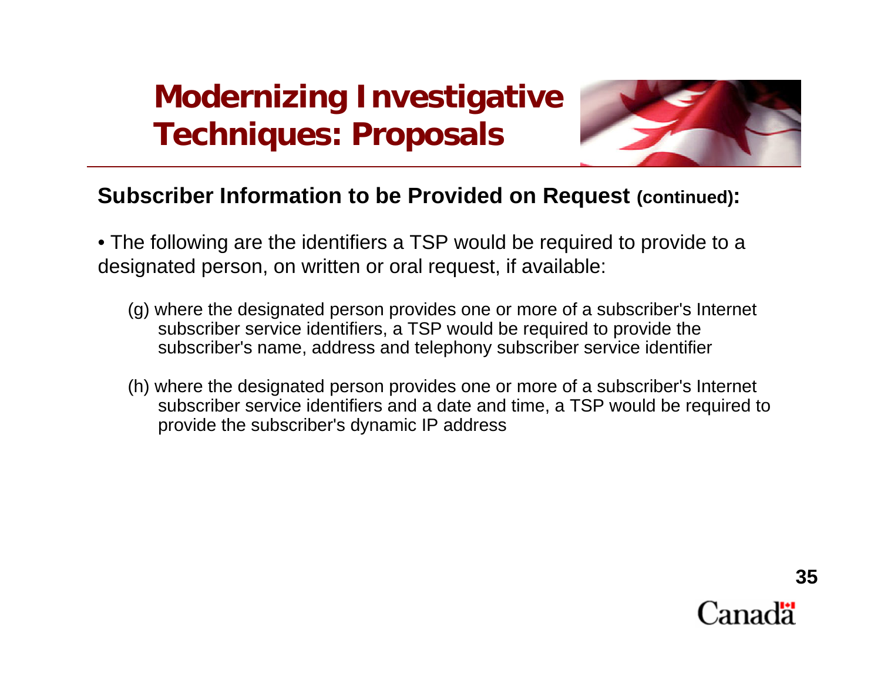# Modernizing Investigative Techniques: Proposals

## Subscriber Information to be Provided on Request (continued):

- The following are the identifiers a TSP would be required to provide to a designated person, on written or oral request, if available:

  (g) where the designated person provides one or more of a subscriber's Internet subscriber service identifiers, a TSP would be required to provide the subscriber's name, address and telephony subscriber service identifier

  (h) where the designated person provides one or more of a subscriber's Internet subscriber service identifiers and a date and time, a TSP would be required to provide the subscriber's dynamic IP address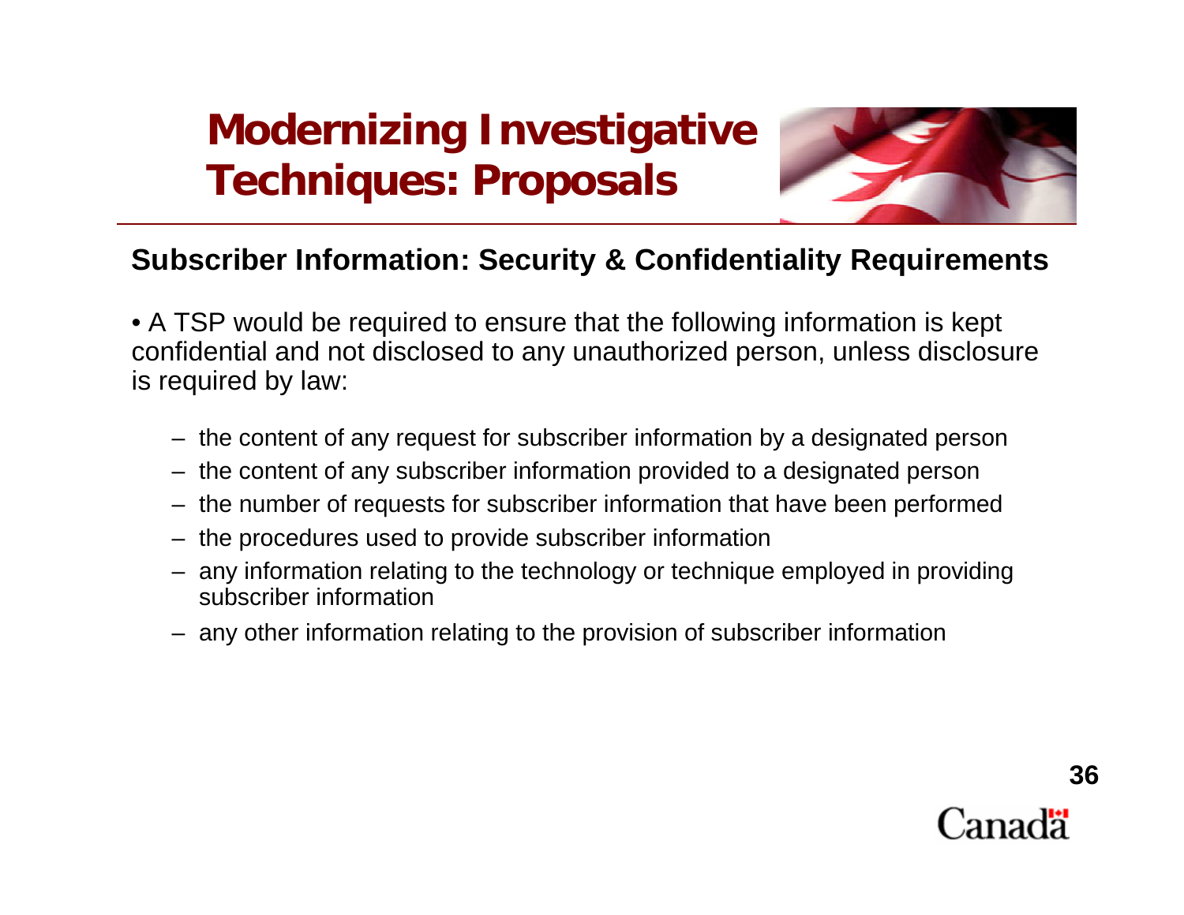# Modernizing Investigative Techniques: Proposals

## Subscriber Information: Security & Confidentiality Requirements

- A TSP would be required to ensure that the following information is kept confidential and not disclosed to any unauthorized person, unless disclosure is required by law:
  - the content of any request for subscriber information by a designated person
  - the content of any subscriber information provided to a designated person
  - the number of requests for subscriber information that have been performed
  - the procedures used to provide subscriber information
  - any information relating to the technology or technique employed in providing subscriber information
  - any other information relating to the provision of subscriber information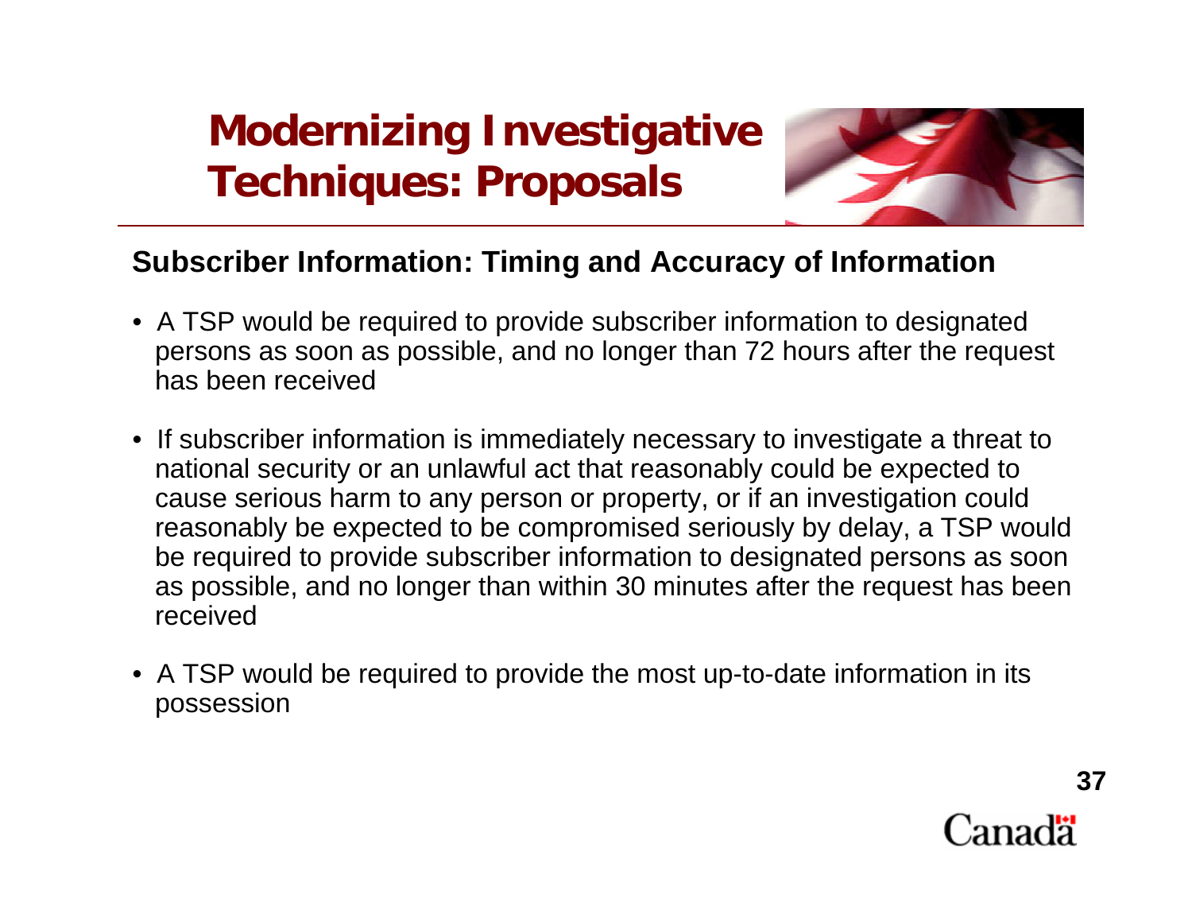# Modernizing Investigative Techniques: Proposals

## Subscriber Information: Timing and Accuracy of Information

- A TSP would be required to provide subscriber information to designated persons as soon as possible, and no longer than 72 hours after the request has been received
- If subscriber information is immediately necessary to investigate a threat to national security or an unlawful act that reasonably could be expected to cause serious harm to any person or property, or if an investigation could reasonably be expected to be compromised seriously by delay, a TSP would be required to provide subscriber information to designated persons as soon as possible, and no longer than within 30 minutes after the request has been received
- A TSP would be required to provide the most up-to-date information in its possession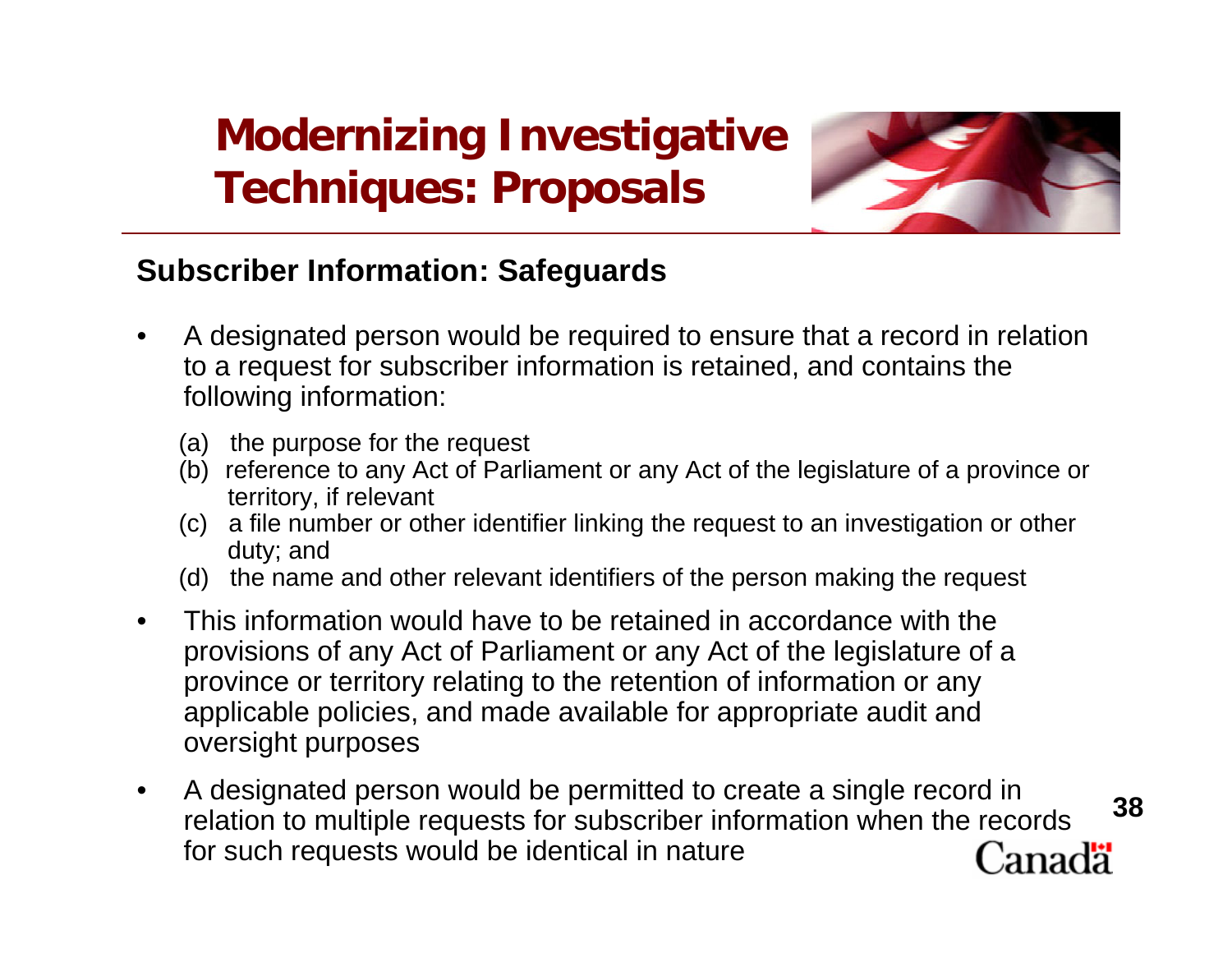# Modernizing Investigative Techniques: Proposals

## Subscriber Information: Safeguards

- A designated person would be required to ensure that a record in relation to a request for subscriber information is retained, and contains the following information:
  - (a) the purpose for the request
  - (b) reference to any Act of Parliament or any Act of the legislature of a province or territory, if relevant
  - (c) a file number or other identifier linking the request to an investigation or other duty; and
  - (d) the name and other relevant identifiers of the person making the request
- This information would have to be retained in accordance with the provisions of any Act of Parliament or any Act of the legislature of a province or territory relating to the retention of information or any applicable policies, and made available for appropriate audit and oversight purposes
- A designated person would be permitted to create a single record in relation to multiple requests for subscriber information when the records for such requests would be identical in nature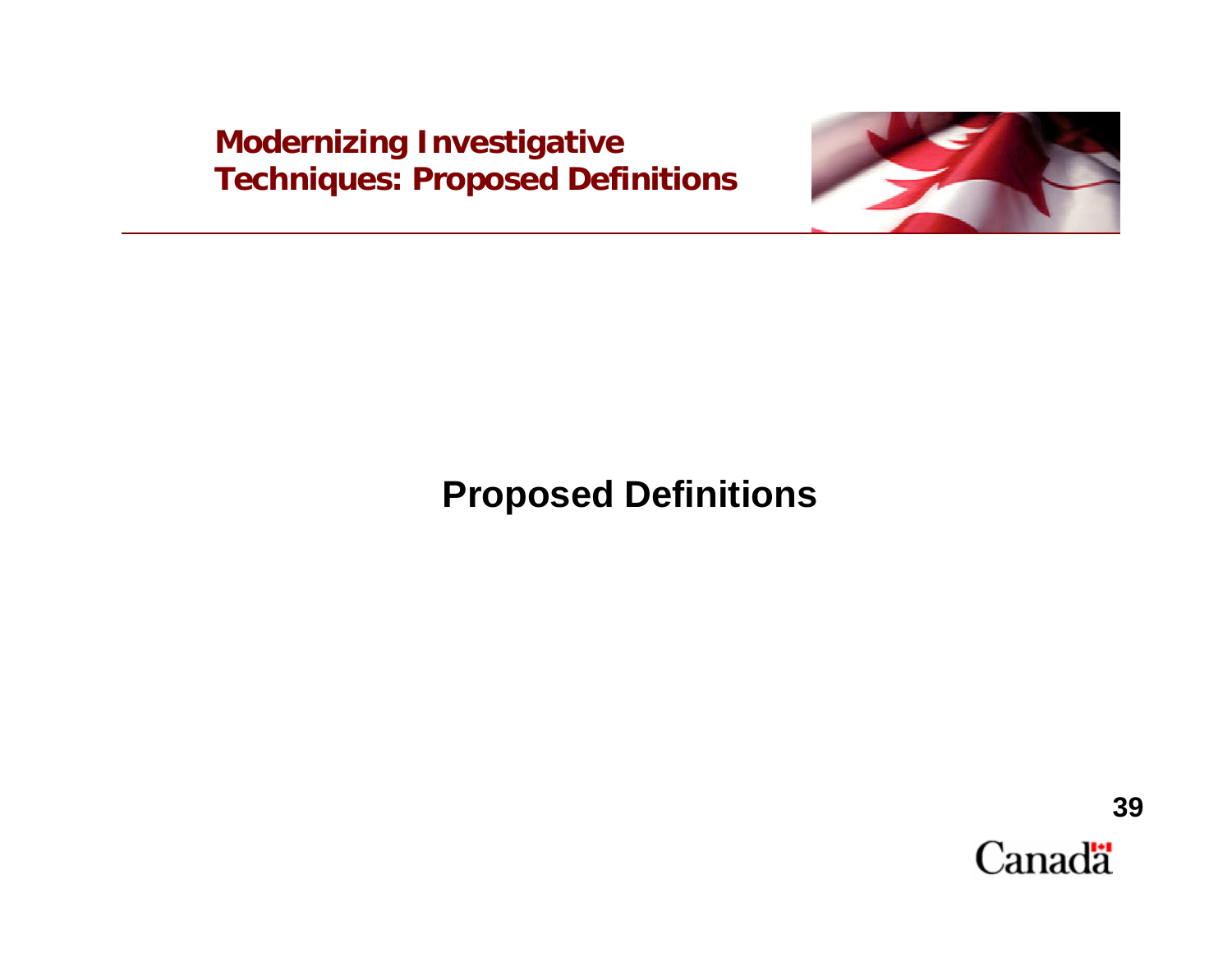# Modernizing Investigative Techniques: Proposed Definitions

## Proposed Definitions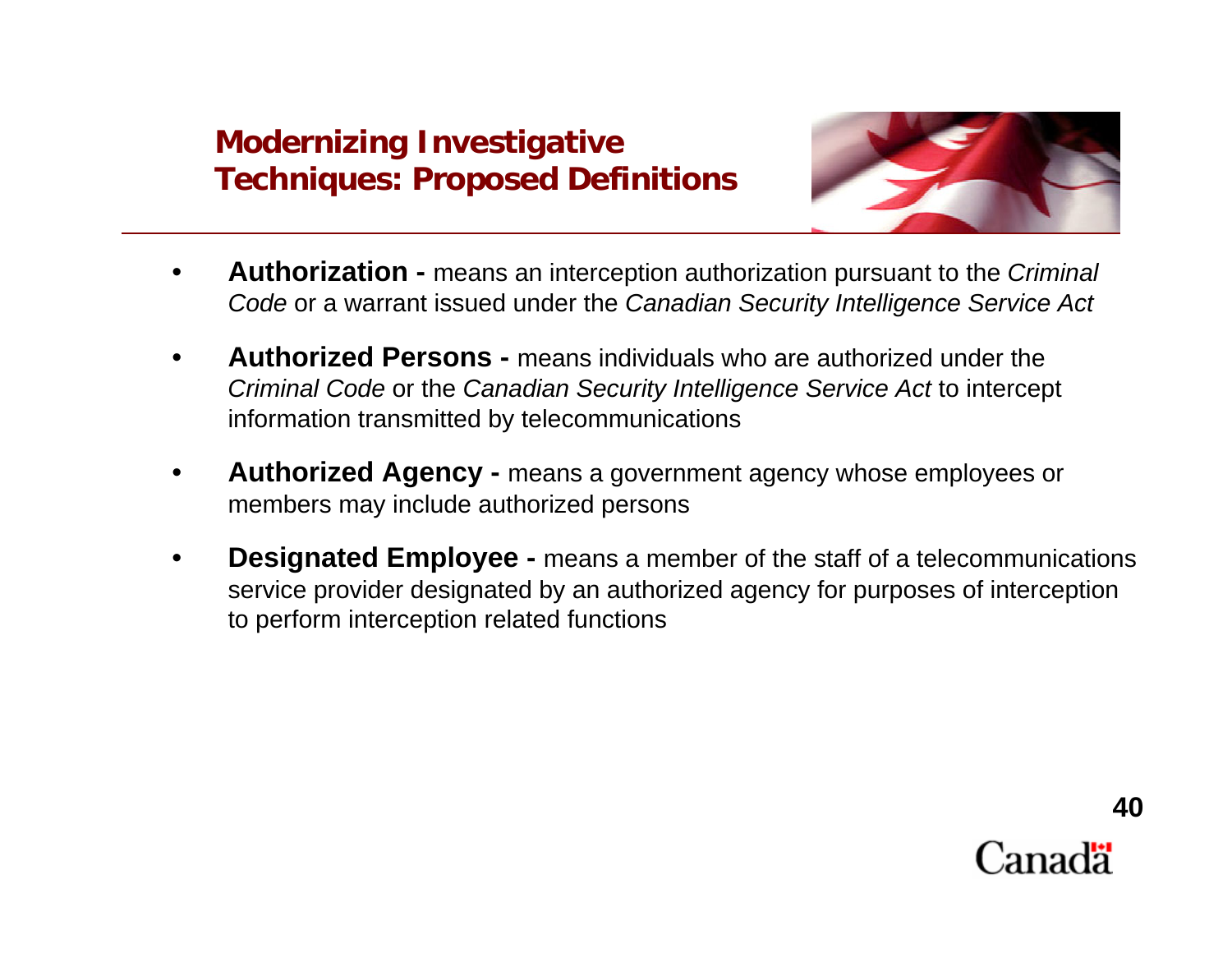# Modernizing Investigative Techniques: Proposed Definitions

- **Authorization -** means an interception authorization pursuant to the *Criminal Code* or a warrant issued under the *Canadian Security Intelligence Service Act*
- **Authorized Persons -** means individuals who are authorized under the *Criminal Code* or the *Canadian Security Intelligence Service Act* to intercept information transmitted by telecommunications
- **Authorized Agency -** means a government agency whose employees or members may include authorized persons
- **Designated Employee -** means a member of the staff of a telecommunications service provider designated by an authorized agency for purposes of interception to perform interception related functions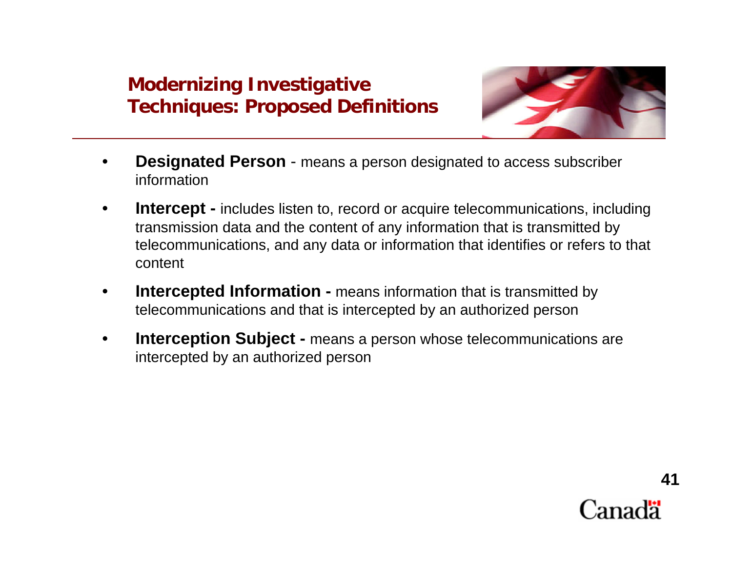# Modernizing Investigative Techniques: Proposed Definitions

- **Designated Person** - means a person designated to access subscriber information
- **Intercept -** includes listen to, record or acquire telecommunications, including transmission data and the content of any information that is transmitted by telecommunications, and any data or information that identifies or refers to that content
- **Intercepted Information -** means information that is transmitted by telecommunications and that is intercepted by an authorized person
- **Interception Subject -** means a person whose telecommunications are intercepted by an authorized person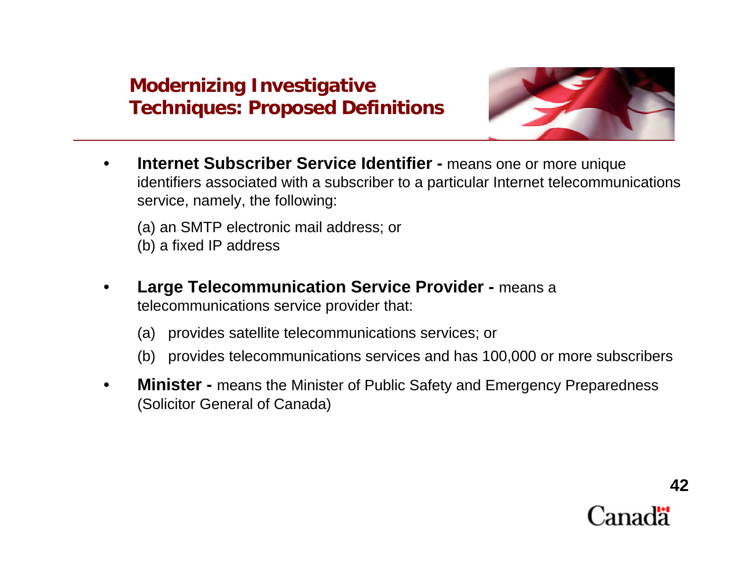## Modernizing Investigative Techniques: Proposed Definitions

- **Internet Subscriber Service Identifier -** means one or more unique identifiers associated with a subscriber to a particular Internet telecommunications service, namely, the following:

  (a) an SMTP electronic mail address; or
  (b) a fixed IP address

- **Large Telecommunication Service Provider -** means a telecommunications service provider that:

  (a) provides satellite telecommunications services; or

  (b) provides telecommunications services and has 100,000 or more subscribers

- **Minister -** means the Minister of Public Safety and Emergency Preparedness (Solicitor General of Canada)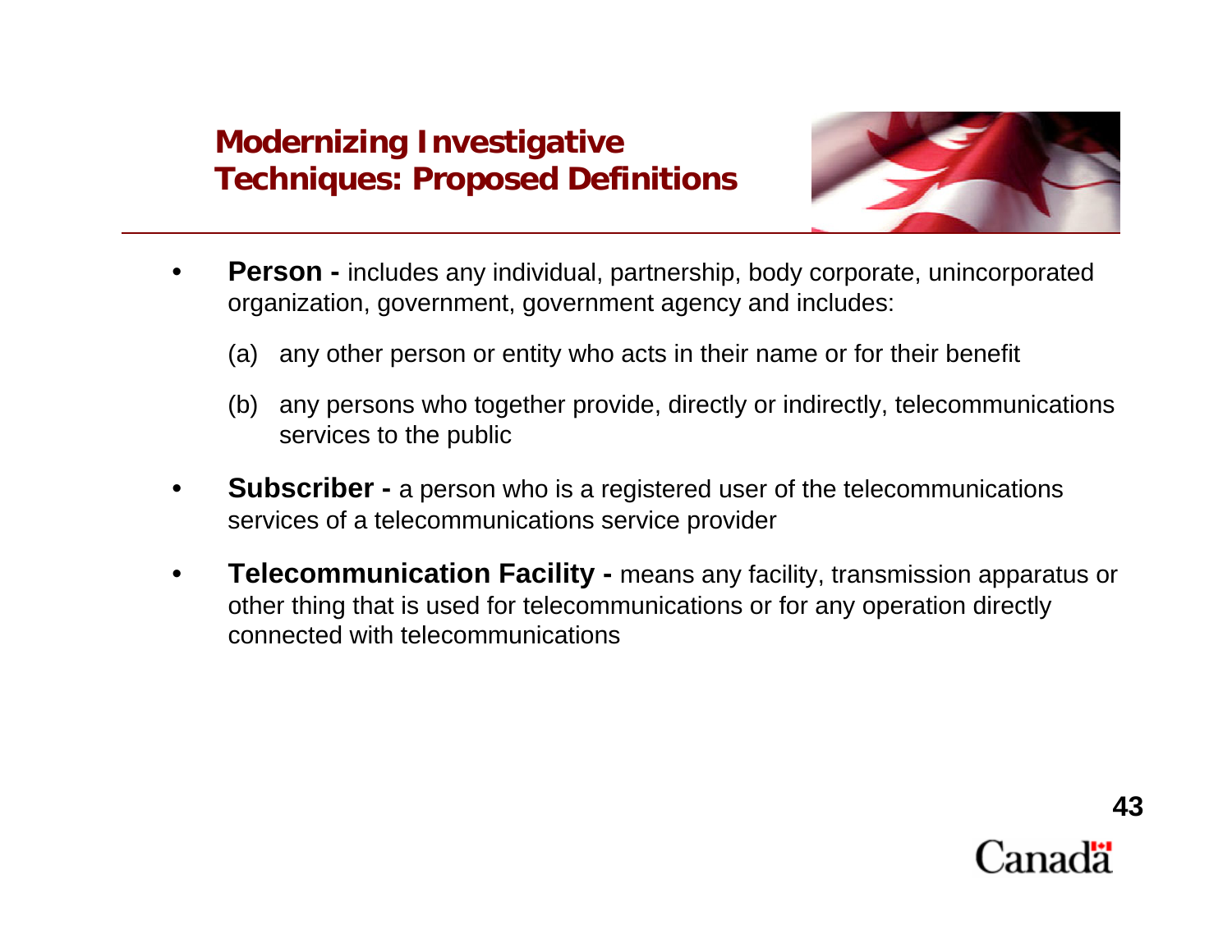# Modernizing Investigative Techniques: Proposed Definitions

- **Person -** includes any individual, partnership, body corporate, unincorporated organization, government, government agency and includes:

  (a) any other person or entity who acts in their name or for their benefit

  (b) any persons who together provide, directly or indirectly, telecommunications services to the public

- **Subscriber -** a person who is a registered user of the telecommunications services of a telecommunications service provider

- **Telecommunication Facility -** means any facility, transmission apparatus or other thing that is used for telecommunications or for any operation directly connected with telecommunications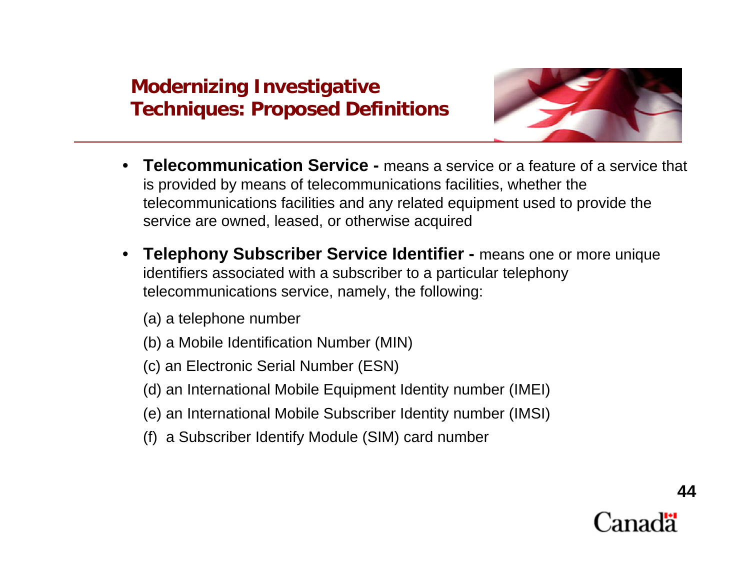## Modernizing Investigative Techniques: Proposed Definitions

- **Telecommunication Service -** means a service or a feature of a service that is provided by means of telecommunications facilities, whether the telecommunications facilities and any related equipment used to provide the service are owned, leased, or otherwise acquired
- **Telephony Subscriber Service Identifier -** means one or more unique identifiers associated with a subscriber to a particular telephony telecommunications service, namely, the following:

  (a) a telephone number

  (b) a Mobile Identification Number (MIN)

  (c) an Electronic Serial Number (ESN)

  (d) an International Mobile Equipment Identity number (IMEI)

  (e) an International Mobile Subscriber Identity number (IMSI)

  (f) a Subscriber Identify Module (SIM) card number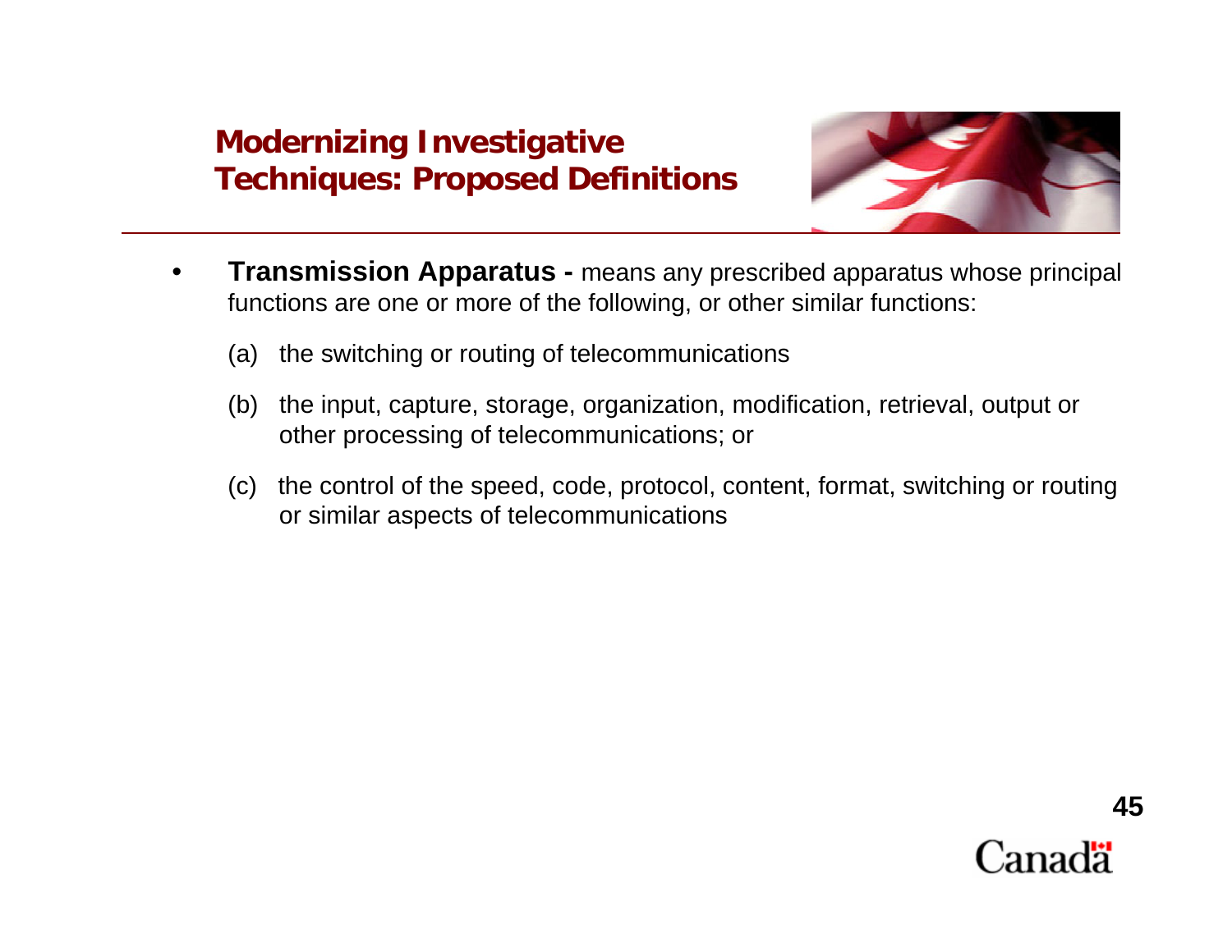## Modernizing Investigative Techniques: Proposed Definitions

- **Transmission Apparatus -** means any prescribed apparatus whose principal functions are one or more of the following, or other similar functions:

  (a) the switching or routing of telecommunications

  (b) the input, capture, storage, organization, modification, retrieval, output or other processing of telecommunications; or

  (c) the control of the speed, code, protocol, content, format, switching or routing or similar aspects of telecommunications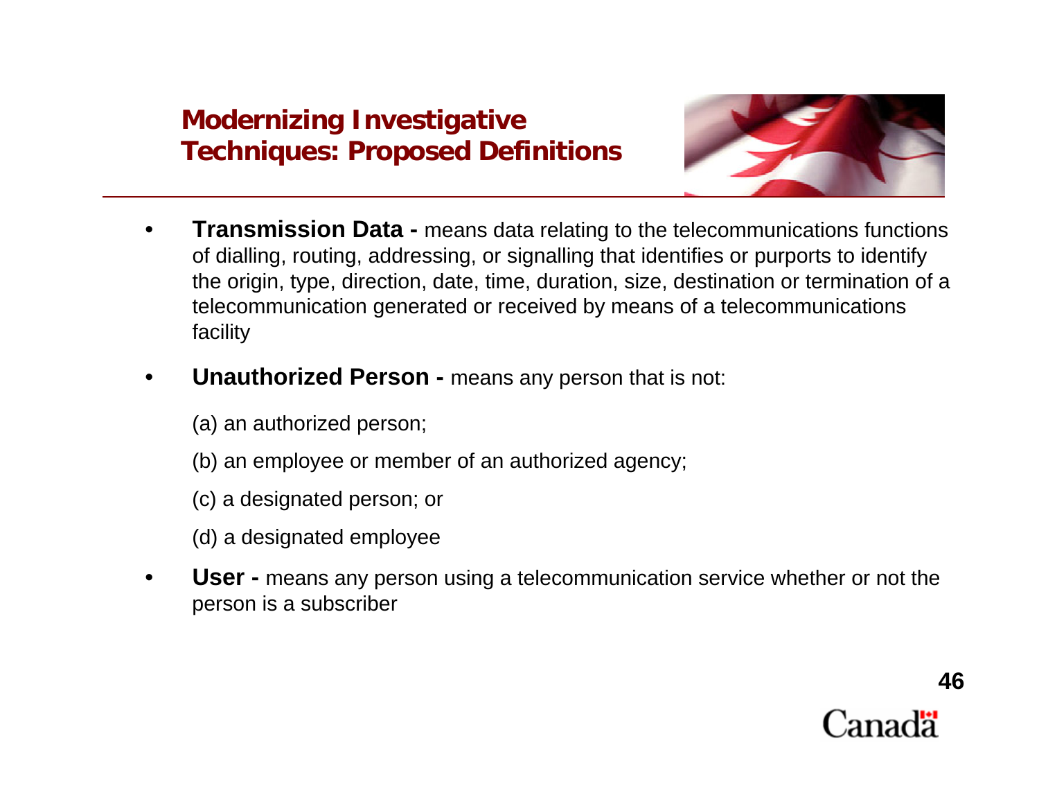## Modernizing Investigative Techniques: Proposed Definitions

- **Transmission Data -** means data relating to the telecommunications functions of dialling, routing, addressing, or signalling that identifies or purports to identify the origin, type, direction, date, time, duration, size, destination or termination of a telecommunication generated or received by means of a telecommunications facility

- **Unauthorized Person -** means any person that is not:

  (a) an authorized person;

  (b) an employee or member of an authorized agency;

  (c) a designated person; or

  (d) a designated employee

- **User -** means any person using a telecommunication service whether or not the person is a subscriber